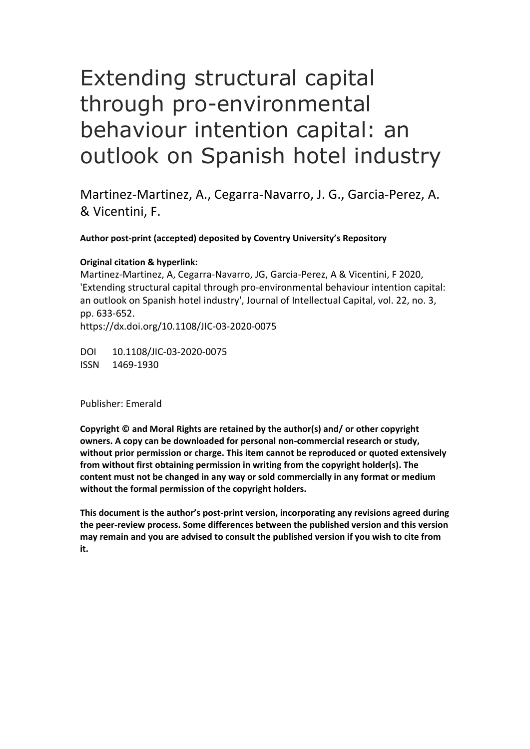# Extending structural capital through pro-environmental behaviour intention capital: an outlook on Spanish hotel industry

Martinez-Martinez, A., Cegarra-Navarro, J. G., Garcia-Perez, A. & Vicentini, F.

**Author post-print (accepted) deposited by Coventry University's Repository**

**Original citation & hyperlink:**

Martinez-Martinez, A, Cegarra-Navarro, JG, Garcia-Perez, A & Vicentini, F 2020, 'Extending structural capital through pro-environmental behaviour intention capital: an outlook on Spanish hotel industry', Journal of Intellectual Capital, vol. 22, no. 3, pp. 633-652.

https://dx.doi.org/10.1108/JIC-03-2020-0075

DOI 10.1108/JIC-03-2020-0075

ISSN 1469-1930

Publisher: Emerald

**Copyright © and Moral Rights are retained by the author(s) and/ or other copyright owners. A copy can be downloaded for personal non-commercial research or study, without prior permission or charge. This item cannot be reproduced or quoted extensively from without first obtaining permission in writing from the copyright holder(s). The content must not be changed in any way or sold commercially in any format or medium without the formal permission of the copyright holders.**

**This document is the author's post-print version, incorporating any revisions agreed during the peer-review process. Some differences between the published version and this version may remain and you are advised to consult the published version if you wish to cite from it.**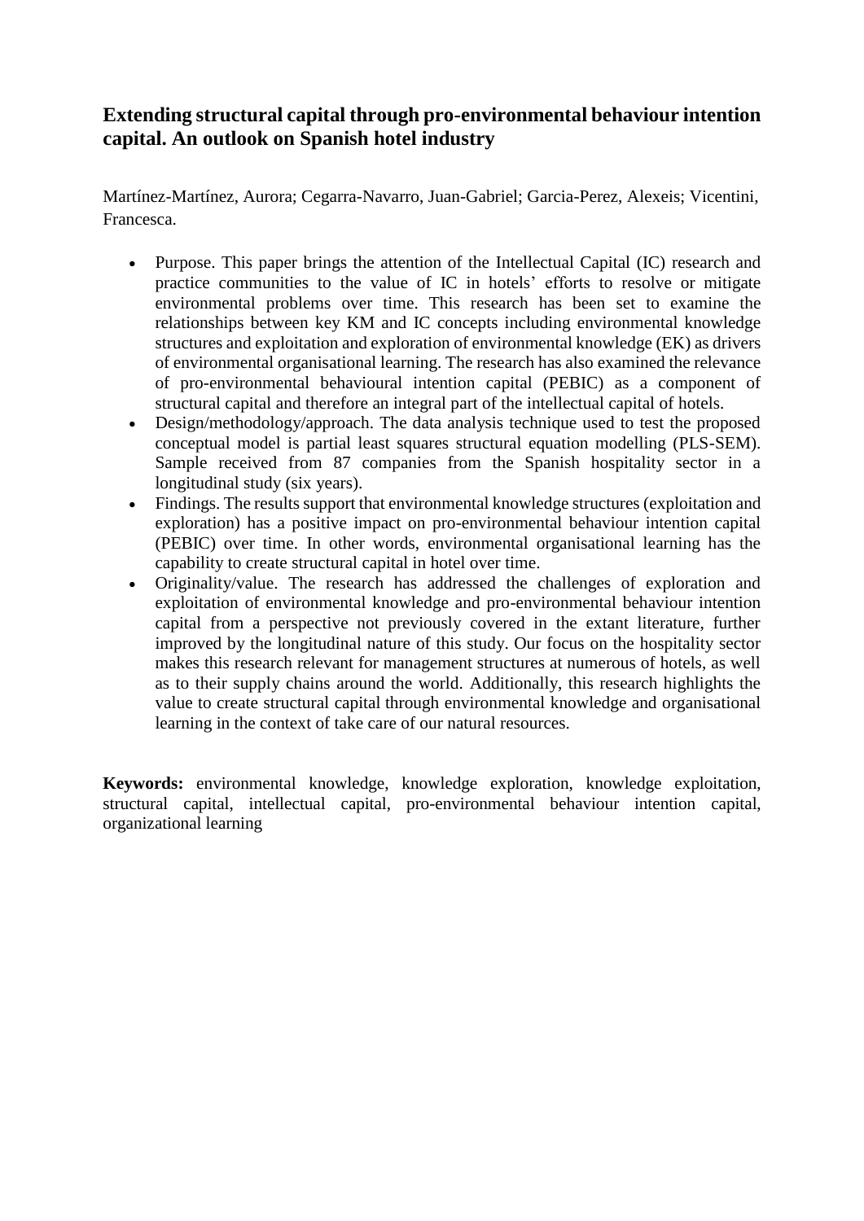# Extending structural capital through pro-environmental behaviour intention capital. An outlook on Spanish hotel industry

Martínez-Martínez, Aurora; Cegarra-Navarro, Juan-Gabriel; Garcia-Perez, Alexeis; Vicentini, Francesca.

- Purpose. This paper brings the attention of the Intellectual Capital (IC) research and practice communities to the value of IC in hotels' efforts to resolve or mitigate environmental problems over time. This research has been set to examine the relationships between key KM and IC concepts including environmental knowledge structures and exploitation and exploration of environmental knowledge (EK) as drivers of environmental organisational learning. The research has also examined the relevance of pro-environmental behavioural intention capital (PEBIC) as a component of structural capital and therefore an integral part of the intellectual capital of hotels.
- Design/methodology/approach. The data analysis technique used to test the proposed conceptual model is partial least squares structural equation modelling (PLS-SEM). Sample received from 87 companies from the Spanish hospitality sector in a longitudinal study (six years).
- Findings. The results support that environmental knowledge structures (exploitation and exploration) has a positive impact on pro-environmental behaviour intention capital (PEBIC) over time. In other words, environmental organisational learning has the capability to create structural capital in hotel over time.
- Originality/value. The research has addressed the challenges of exploration and exploitation of environmental knowledge and pro-environmental behaviour intention capital from a perspective not previously covered in the extant literature, further improved by the longitudinal nature of this study. Our focus on the hospitality sector makes this research relevant for management structures at numerous of hotels, as well as to their supply chains around the world. Additionally, this research highlights the value to create structural capital through environmental knowledge and organisational learning in the context of take care of our natural resources.

**Keywords:** environmental knowledge, knowledge exploration, knowledge exploitation, structural capital, intellectual capital, pro-environmental behaviour intention capital, organizational learning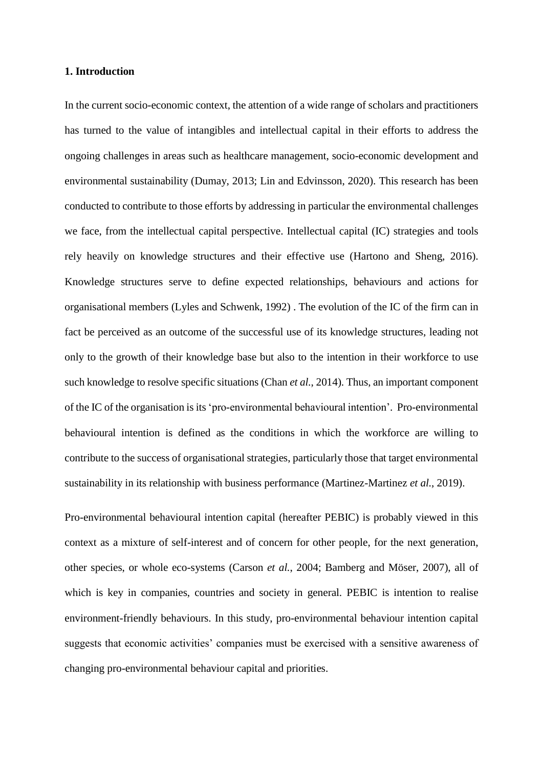**1. Introduction**

In the current socio-economic context, the attention of a wide range of scholars and practitioners has turned to the value of intangibles and intellectual capital in their efforts to address the ongoing challenges in areas such as healthcare management, socio-economic development and environmental sustainability (Dumay, 2013; Lin and Edvinsson, 2020). This research has been conducted to contribute to those efforts by addressing in particular the environmental challenges we face, from the intellectual capital perspective. Intellectual capital (IC) strategies and tools rely heavily on knowledge structures and their effective use (Hartono and Sheng, 2016). Knowledge structures serve to define expected relationships, behaviours and actions for organisational members (Lyles and Schwenk, 1992) . The evolution of the IC of the firm can in fact be perceived as an outcome of the successful use of its knowledge structures, leading not only to the growth of their knowledge base but also to the intention in their workforce to use such knowledge to resolve specific situations (Chan *et al.*, 2014). Thus, an important component of the IC of the organisation is its 'pro-environmental behavioural intention'. Pro-environmental behavioural intention is defined as the conditions in which the workforce are willing to contribute to the success of organisational strategies, particularly those that target environmental sustainability in its relationship with business performance (Martinez-Martinez *et al.*, 2019).

Pro-environmental behavioural intention capital (hereafter PEBIC) is probably viewed in this context as a mixture of self-interest and of concern for other people, for the next generation, other species, or whole eco-systems (Carson *et al.*, 2004; Bamberg and Möser, 2007), all of which is key in companies, countries and society in general. PEBIC is intention to realise environment-friendly behaviours. In this study, pro-environmental behaviour intention capital suggests that economic activities' companies must be exercised with a sensitive awareness of changing pro-environmental behaviour capital and priorities.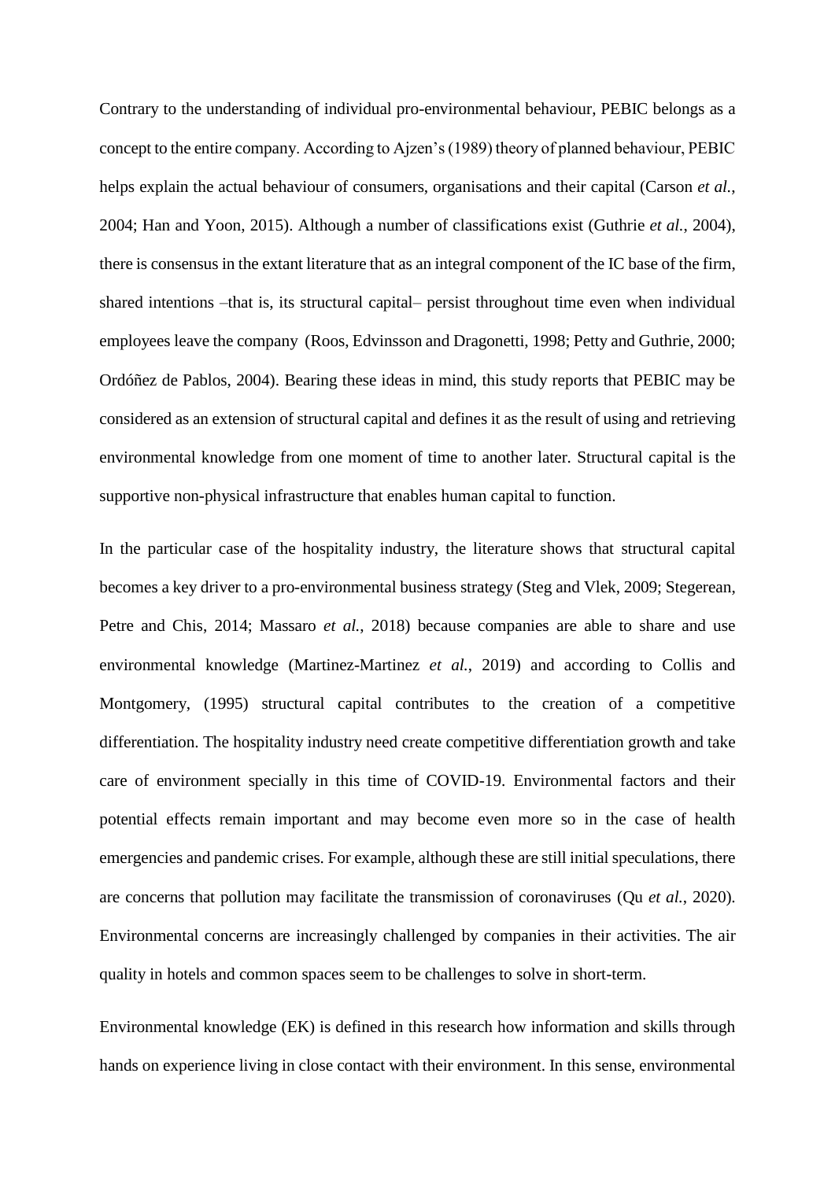Contrary to the understanding of individual pro-environmental behaviour, PEBIC belongs as a concept to the entire company. According to Ajzen's (1989) theory of planned behaviour, PEBIC helps explain the actual behaviour of consumers, organisations and their capital (Carson *et al.*, 2004; Han and Yoon, 2015). Although a number of classifications exist (Guthrie *et al.*, 2004), there is consensus in the extant literature that as an integral component of the IC base of the firm, shared intentions –that is, its structural capital– persist throughout time even when individual employees leave the company (Roos, Edvinsson and Dragonetti, 1998; Petty and Guthrie, 2000; Ordóñez de Pablos, 2004). Bearing these ideas in mind, this study reports that PEBIC may be considered as an extension of structural capital and defines it as the result of using and retrieving environmental knowledge from one moment of time to another later. Structural capital is the supportive non-physical infrastructure that enables human capital to function.

In the particular case of the hospitality industry, the literature shows that structural capital becomes a key driver to a pro-environmental business strategy (Steg and Vlek, 2009; Stegerean, Petre and Chis, 2014; Massaro *et al.*, 2018) because companies are able to share and use environmental knowledge (Martinez-Martinez *et al.*, 2019) and according to Collis and Montgomery, (1995) structural capital contributes to the creation of a competitive differentiation. The hospitality industry need create competitive differentiation growth and take care of environment specially in this time of COVID-19. Environmental factors and their potential effects remain important and may become even more so in the case of health emergencies and pandemic crises. For example, although these are still initial speculations, there are concerns that pollution may facilitate the transmission of coronaviruses (Qu *et al.*, 2020). Environmental concerns are increasingly challenged by companies in their activities. The air quality in hotels and common spaces seem to be challenges to solve in short-term.

Environmental knowledge (EK) is defined in this research how information and skills through hands on experience living in close contact with their environment. In this sense, environmental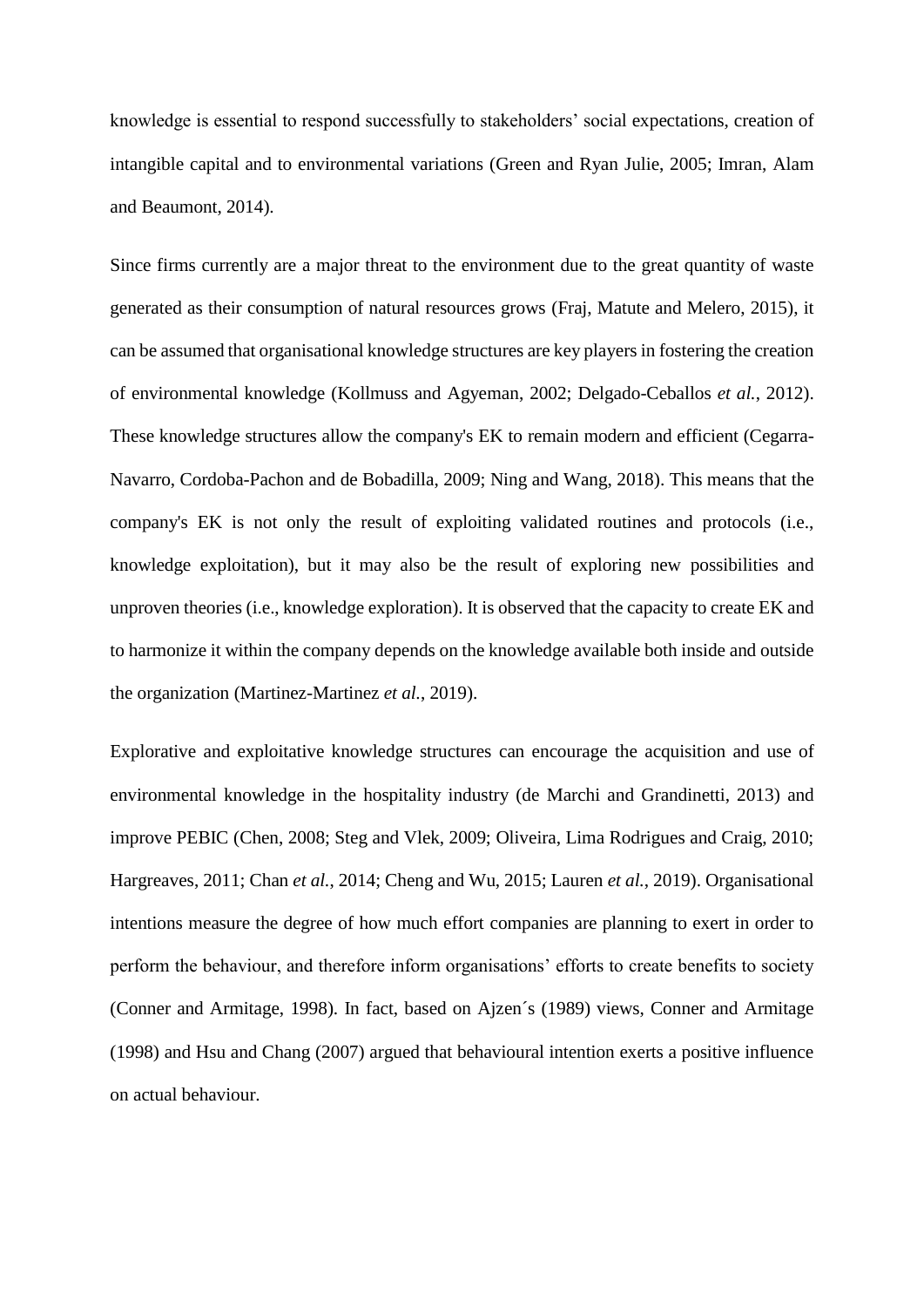knowledge is essential to respond successfully to stakeholders' social expectations, creation of intangible capital and to environmental variations (Green and Ryan Julie, 2005; Imran, Alam and Beaumont, 2014).

Since firms currently are a major threat to the environment due to the great quantity of waste generated as their consumption of natural resources grows (Fraj, Matute and Melero, 2015), it can be assumed that organisational knowledge structures are key players in fostering the creation of environmental knowledge (Kollmuss and Agyeman, 2002; Delgado-Ceballos *et al.*, 2012). These knowledge structures allow the company's EK to remain modern and efficient (Cegarra-Navarro, Cordoba-Pachon and de Bobadilla, 2009; Ning and Wang, 2018). This means that the company's EK is not only the result of exploiting validated routines and protocols (i.e., knowledge exploitation), but it may also be the result of exploring new possibilities and unproven theories (i.e., knowledge exploration). It is observed that the capacity to create EK and to harmonize it within the company depends on the knowledge available both inside and outside the organization (Martinez-Martinez *et al.*, 2019).

Explorative and exploitative knowledge structures can encourage the acquisition and use of environmental knowledge in the hospitality industry (de Marchi and Grandinetti, 2013) and improve PEBIC (Chen, 2008; Steg and Vlek, 2009; Oliveira, Lima Rodrigues and Craig, 2010; Hargreaves, 2011; Chan *et al.*, 2014; Cheng and Wu, 2015; Lauren *et al.*, 2019). Organisational intentions measure the degree of how much effort companies are planning to exert in order to perform the behaviour, and therefore inform organisations' efforts to create benefits to society (Conner and Armitage, 1998). In fact, based on Ajzen´s (1989) views, Conner and Armitage (1998) and Hsu and Chang (2007) argued that behavioural intention exerts a positive influence on actual behaviour.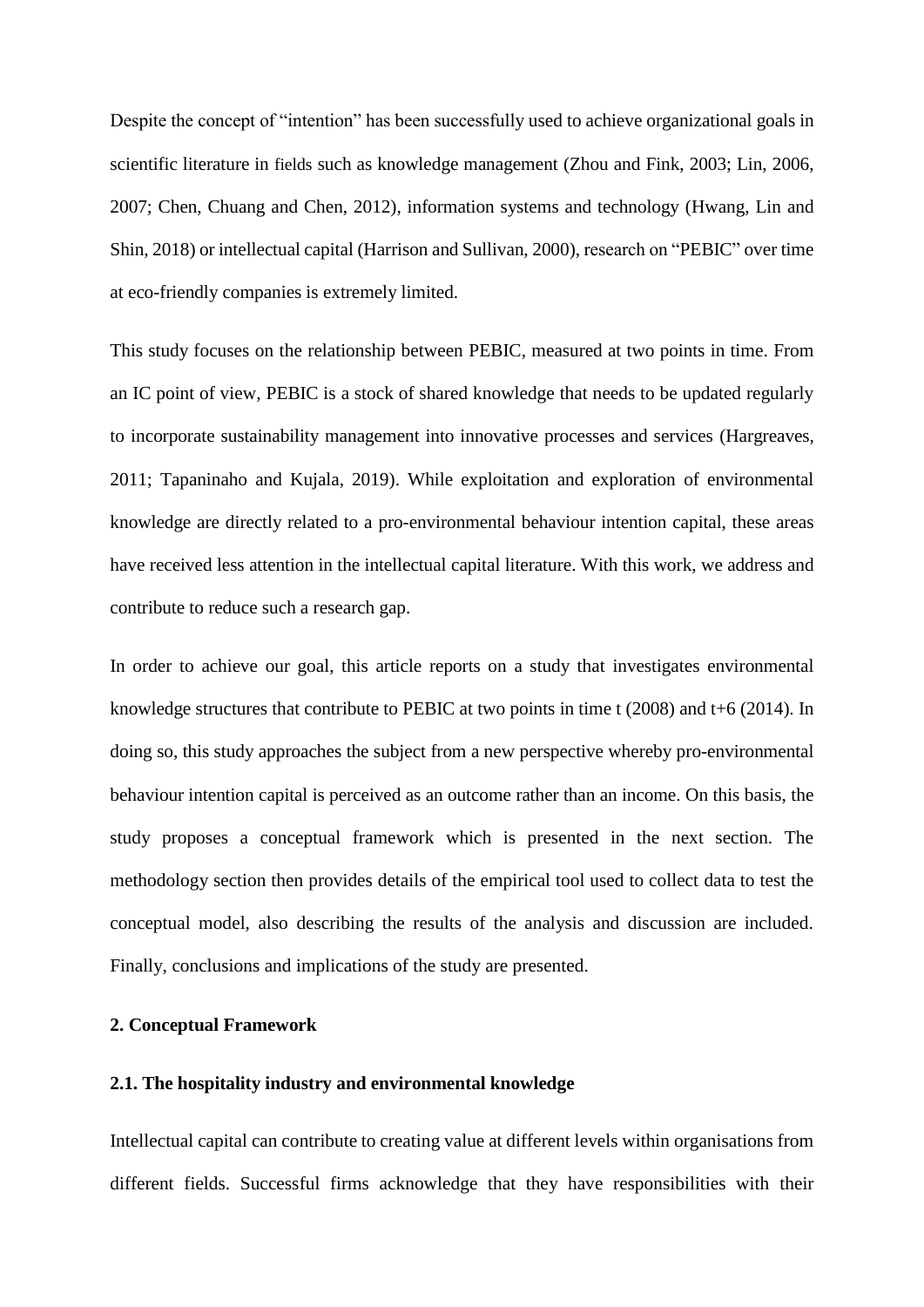Despite the concept of "intention" has been successfully used to achieve organizational goals in scientific literature in fields such as knowledge management (Zhou and Fink, 2003; Lin, 2006, 2007; Chen, Chuang and Chen, 2012), information systems and technology (Hwang, Lin and Shin, 2018) or intellectual capital (Harrison and Sullivan, 2000), research on "PEBIC" over time at eco-friendly companies is extremely limited.

This study focuses on the relationship between PEBIC, measured at two points in time. From an IC point of view, PEBIC is a stock of shared knowledge that needs to be updated regularly to incorporate sustainability management into innovative processes and services (Hargreaves, 2011; Tapaninaho and Kujala, 2019). While exploitation and exploration of environmental knowledge are directly related to a pro-environmental behaviour intention capital, these areas have received less attention in the intellectual capital literature. With this work, we address and contribute to reduce such a research gap.

In order to achieve our goal, this article reports on a study that investigates environmental knowledge structures that contribute to PEBIC at two points in time t (2008) and t+6 (2014). In doing so, this study approaches the subject from a new perspective whereby pro-environmental behaviour intention capital is perceived as an outcome rather than an income. On this basis, the study proposes a conceptual framework which is presented in the next section. The methodology section then provides details of the empirical tool used to collect data to test the conceptual model, also describing the results of the analysis and discussion are included. Finally, conclusions and implications of the study are presented.

## 2. Conceptual Framework

### 2.1. The hospitality industry and environmental knowledge

Intellectual capital can contribute to creating value at different levels within organisations from different fields. Successful firms acknowledge that they have responsibilities with their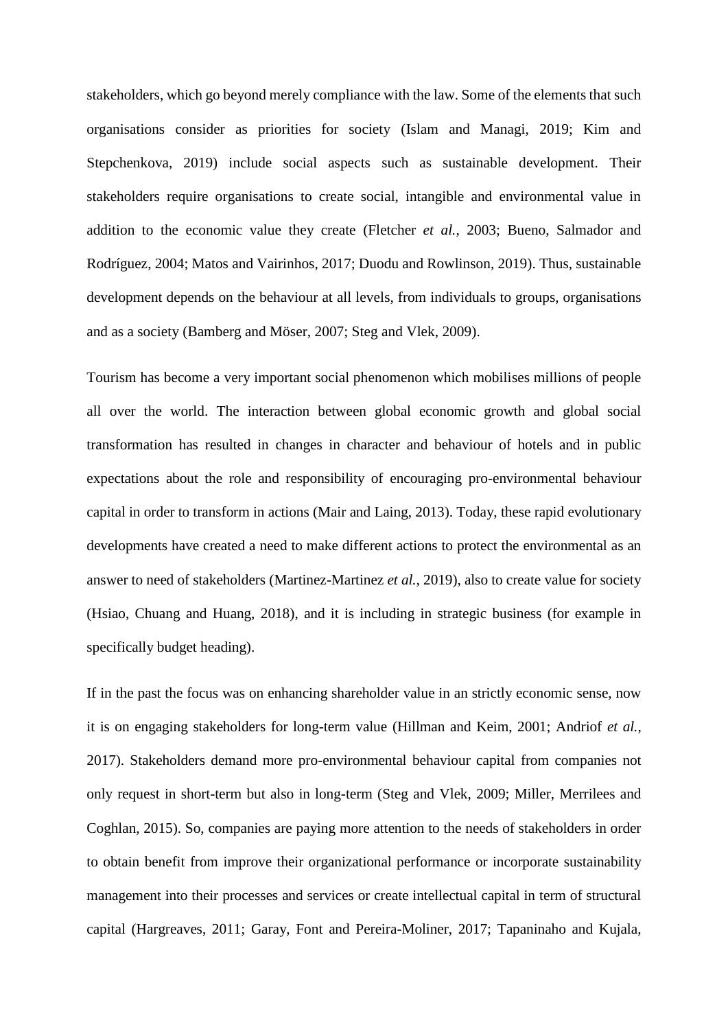stakeholders, which go beyond merely compliance with the law. Some of the elements that such organisations consider as priorities for society (Islam and Managi, 2019; Kim and Stepchenkova, 2019) include social aspects such as sustainable development. Their stakeholders require organisations to create social, intangible and environmental value in addition to the economic value they create (Fletcher *et al.*, 2003; Bueno, Salmador and Rodríguez, 2004; Matos and Vairinhos, 2017; Duodu and Rowlinson, 2019). Thus, sustainable development depends on the behaviour at all levels, from individuals to groups, organisations and as a society (Bamberg and Möser, 2007; Steg and Vlek, 2009).

Tourism has become a very important social phenomenon which mobilises millions of people all over the world. The interaction between global economic growth and global social transformation has resulted in changes in character and behaviour of hotels and in public expectations about the role and responsibility of encouraging pro-environmental behaviour capital in order to transform in actions (Mair and Laing, 2013). Today, these rapid evolutionary developments have created a need to make different actions to protect the environmental as an answer to need of stakeholders (Martinez-Martinez *et al.*, 2019), also to create value for society (Hsiao, Chuang and Huang, 2018), and it is including in strategic business (for example in specifically budget heading).

If in the past the focus was on enhancing shareholder value in an strictly economic sense, now it is on engaging stakeholders for long-term value (Hillman and Keim, 2001; Andriof *et al.*, 2017). Stakeholders demand more pro-environmental behaviour capital from companies not only request in short-term but also in long-term (Steg and Vlek, 2009; Miller, Merrilees and Coghlan, 2015). So, companies are paying more attention to the needs of stakeholders in order to obtain benefit from improve their organizational performance or incorporate sustainability management into their processes and services or create intellectual capital in term of structural capital (Hargreaves, 2011; Garay, Font and Pereira-Moliner, 2017; Tapaninaho and Kujala,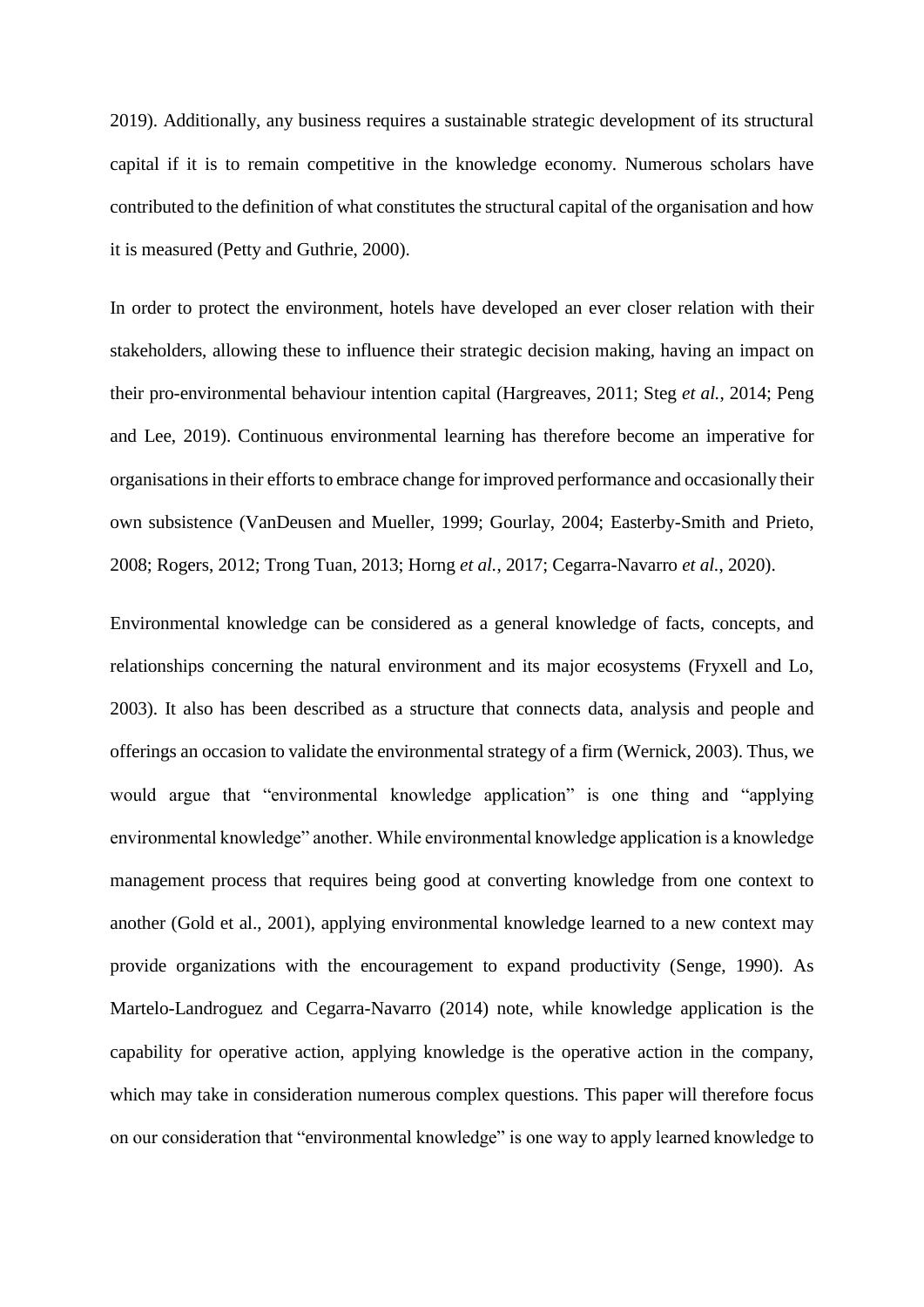2019). Additionally, any business requires a sustainable strategic development of its structural capital if it is to remain competitive in the knowledge economy. Numerous scholars have contributed to the definition of what constitutes the structural capital of the organisation and how it is measured (Petty and Guthrie, 2000).

In order to protect the environment, hotels have developed an ever closer relation with their stakeholders, allowing these to influence their strategic decision making, having an impact on their pro-environmental behaviour intention capital (Hargreaves, 2011; Steg *et al.*, 2014; Peng and Lee, 2019). Continuous environmental learning has therefore become an imperative for organisations in their efforts to embrace change for improved performance and occasionally their own subsistence (VanDeusen and Mueller, 1999; Gourlay, 2004; Easterby-Smith and Prieto, 2008; Rogers, 2012; Trong Tuan, 2013; Horng *et al.*, 2017; Cegarra-Navarro *et al.*, 2020).

Environmental knowledge can be considered as a general knowledge of facts, concepts, and relationships concerning the natural environment and its major ecosystems (Fryxell and Lo, 2003). It also has been described as a structure that connects data, analysis and people and offerings an occasion to validate the environmental strategy of a firm (Wernick, 2003). Thus, we would argue that "environmental knowledge application" is one thing and "applying environmental knowledge" another. While environmental knowledge application is a knowledge management process that requires being good at converting knowledge from one context to another (Gold et al., 2001), applying environmental knowledge learned to a new context may provide organizations with the encouragement to expand productivity (Senge, 1990). As Martelo-Landroguez and Cegarra-Navarro (2014) note, while knowledge application is the capability for operative action, applying knowledge is the operative action in the company, which may take in consideration numerous complex questions. This paper will therefore focus on our consideration that "environmental knowledge" is one way to apply learned knowledge to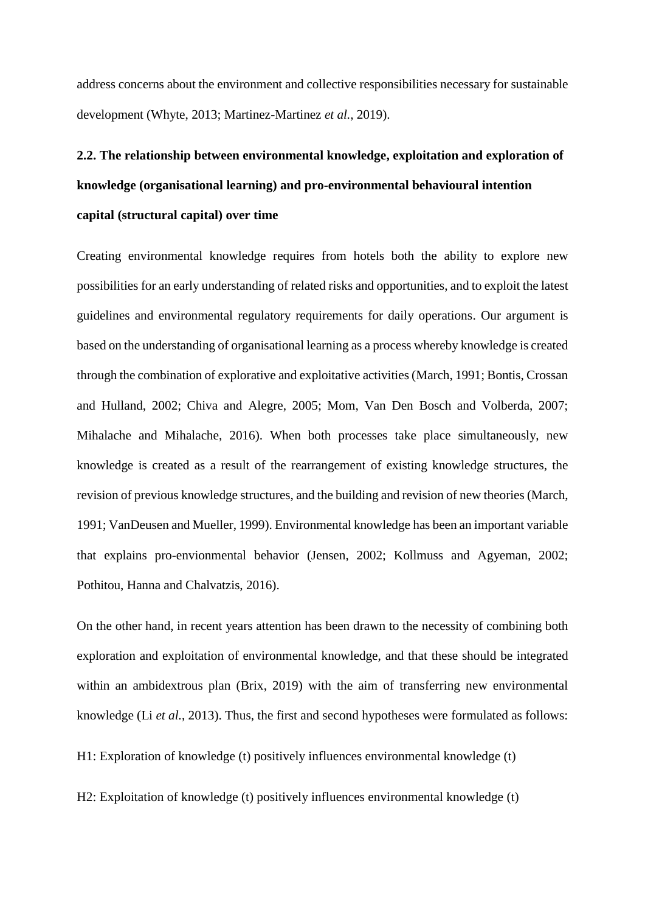address concerns about the environment and collective responsibilities necessary for sustainable development (Whyte, 2013; Martinez-Martinez *et al.*, 2019).

## 2.2. The relationship between environmental knowledge, exploitation and exploration of knowledge (organisational learning) and pro-environmental behavioural intention capital (structural capital) over time

Creating environmental knowledge requires from hotels both the ability to explore new possibilities for an early understanding of related risks and opportunities, and to exploit the latest guidelines and environmental regulatory requirements for daily operations. Our argument is based on the understanding of organisational learning as a process whereby knowledge is created through the combination of explorative and exploitative activities (March, 1991; Bontis, Crossan and Hulland, 2002; Chiva and Alegre, 2005; Mom, Van Den Bosch and Volberda, 2007; Mihalache and Mihalache, 2016). When both processes take place simultaneously, new knowledge is created as a result of the rearrangement of existing knowledge structures, the revision of previous knowledge structures, and the building and revision of new theories (March, 1991; VanDeusen and Mueller, 1999). Environmental knowledge has been an important variable that explains pro-envionmental behavior (Jensen, 2002; Kollmuss and Agyeman, 2002; Pothitou, Hanna and Chalvatzis, 2016).

On the other hand, in recent years attention has been drawn to the necessity of combining both exploration and exploitation of environmental knowledge, and that these should be integrated within an ambidextrous plan (Brix, 2019) with the aim of transferring new environmental knowledge (Li *et al.*, 2013). Thus, the first and second hypotheses were formulated as follows:

H1: Exploration of knowledge (t) positively influences environmental knowledge (t)

H2: Exploitation of knowledge (t) positively influences environmental knowledge (t)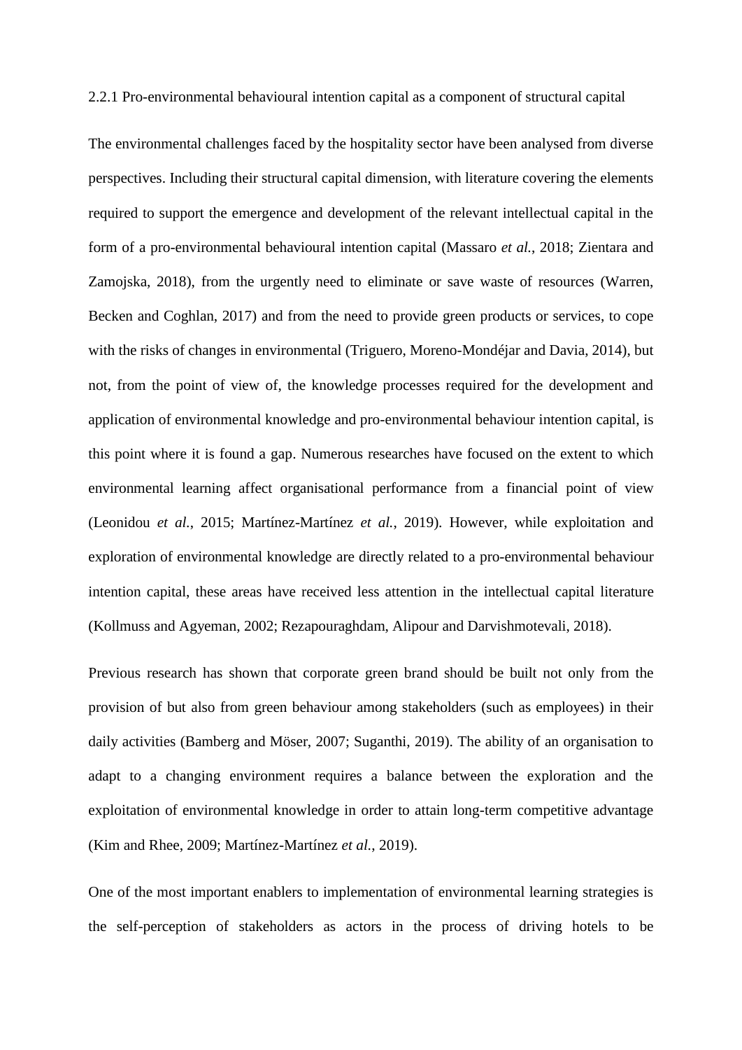### 2.2.1 Pro-environmental behavioural intention capital as a component of structural capital

The environmental challenges faced by the hospitality sector have been analysed from diverse perspectives. Including their structural capital dimension, with literature covering the elements required to support the emergence and development of the relevant intellectual capital in the form of a pro-environmental behavioural intention capital (Massaro *et al.*, 2018; Zientara and Zamojska, 2018), from the urgently need to eliminate or save waste of resources (Warren, Becken and Coghlan, 2017) and from the need to provide green products or services, to cope with the risks of changes in environmental (Triguero, Moreno-Mondéjar and Davia, 2014), but not, from the point of view of, the knowledge processes required for the development and application of environmental knowledge and pro-environmental behaviour intention capital, is this point where it is found a gap. Numerous researches have focused on the extent to which environmental learning affect organisational performance from a financial point of view (Leonidou *et al.*, 2015; Martínez-Martínez *et al.*, 2019). However, while exploitation and exploration of environmental knowledge are directly related to a pro-environmental behaviour intention capital, these areas have received less attention in the intellectual capital literature (Kollmuss and Agyeman, 2002; Rezapouraghdam, Alipour and Darvishmotevali, 2018).

Previous research has shown that corporate green brand should be built not only from the provision of but also from green behaviour among stakeholders (such as employees) in their daily activities (Bamberg and Möser, 2007; Suganthi, 2019). The ability of an organisation to adapt to a changing environment requires a balance between the exploration and the exploitation of environmental knowledge in order to attain long-term competitive advantage (Kim and Rhee, 2009; Martínez-Martínez *et al.*, 2019).

One of the most important enablers to implementation of environmental learning strategies is the self-perception of stakeholders as actors in the process of driving hotels to be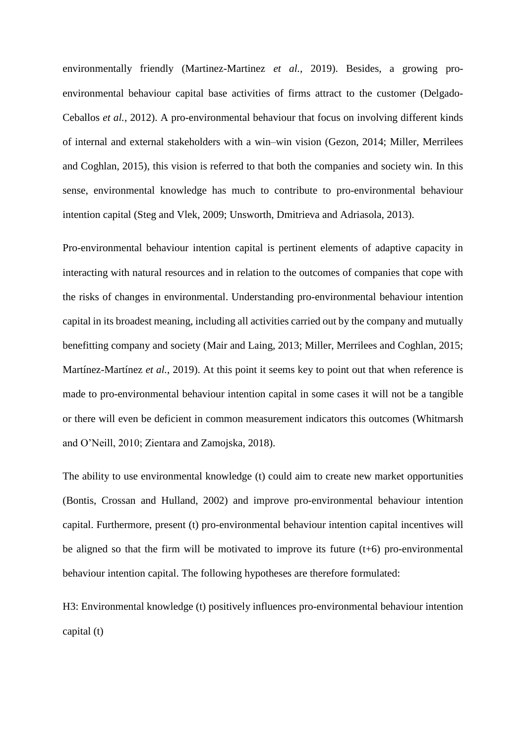environmentally friendly (Martinez-Martinez *et al.*, 2019). Besides, a growing pro-environmental behaviour capital base activities of firms attract to the customer (Delgado-Ceballos *et al.*, 2012). A pro-environmental behaviour that focus on involving different kinds of internal and external stakeholders with a win–win vision (Gezon, 2014; Miller, Merrilees and Coghlan, 2015), this vision is referred to that both the companies and society win. In this sense, environmental knowledge has much to contribute to pro-environmental behaviour intention capital (Steg and Vlek, 2009; Unsworth, Dmitrieva and Adriasola, 2013).

Pro-environmental behaviour intention capital is pertinent elements of adaptive capacity in interacting with natural resources and in relation to the outcomes of companies that cope with the risks of changes in environmental. Understanding pro-environmental behaviour intention capital in its broadest meaning, including all activities carried out by the company and mutually benefitting company and society (Mair and Laing, 2013; Miller, Merrilees and Coghlan, 2015; Martínez-Martínez *et al.*, 2019). At this point it seems key to point out that when reference is made to pro-environmental behaviour intention capital in some cases it will not be a tangible or there will even be deficient in common measurement indicators this outcomes (Whitmarsh and O'Neill, 2010; Zientara and Zamojska, 2018).

The ability to use environmental knowledge (t) could aim to create new market opportunities (Bontis, Crossan and Hulland, 2002) and improve pro-environmental behaviour intention capital. Furthermore, present (t) pro-environmental behaviour intention capital incentives will be aligned so that the firm will be motivated to improve its future (t+6) pro-environmental behaviour intention capital. The following hypotheses are therefore formulated:

H3: Environmental knowledge (t) positively influences pro-environmental behaviour intention capital (t)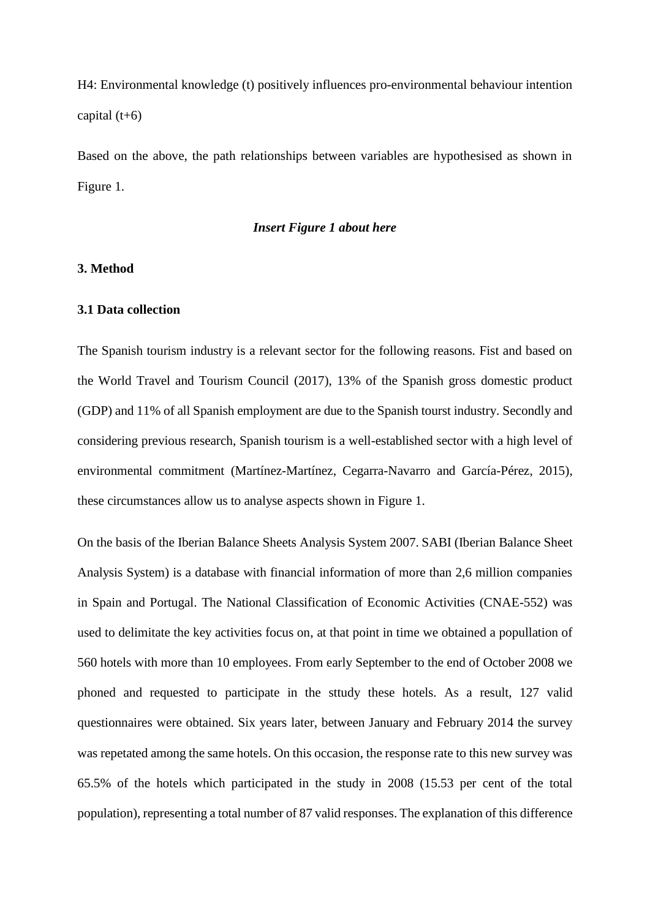H4: Environmental knowledge (t) positively influences pro-environmental behaviour intention capital (t+6)

Based on the above, the path relationships between variables are hypothesised as shown in Figure 1.

***Insert Figure 1 about here***

## 3. Method

### 3.1 Data collection

The Spanish tourism industry is a relevant sector for the following reasons. Fist and based on the World Travel and Tourism Council (2017), 13% of the Spanish gross domestic product (GDP) and 11% of all Spanish employment are due to the Spanish tourst industry. Secondly and considering previous research, Spanish tourism is a well-established sector with a high level of environmental commitment (Martínez-Martínez, Cegarra-Navarro and García-Pérez, 2015), these circumstances allow us to analyse aspects shown in Figure 1.

On the basis of the Iberian Balance Sheets Analysis System 2007. SABI (Iberian Balance Sheet Analysis System) is a database with financial information of more than 2,6 million companies in Spain and Portugal. The National Classification of Economic Activities (CNAE-552) was used to delimitate the key activities focus on, at that point in time we obtained a popullation of 560 hotels with more than 10 employees. From early September to the end of October 2008 we phoned and requested to participate in the sttudy these hotels. As a result, 127 valid questionnaires were obtained. Six years later, between January and February 2014 the survey was repetated among the same hotels. On this occasion, the response rate to this new survey was 65.5% of the hotels which participated in the study in 2008 (15.53 per cent of the total population), representing a total number of 87 valid responses. The explanation of this difference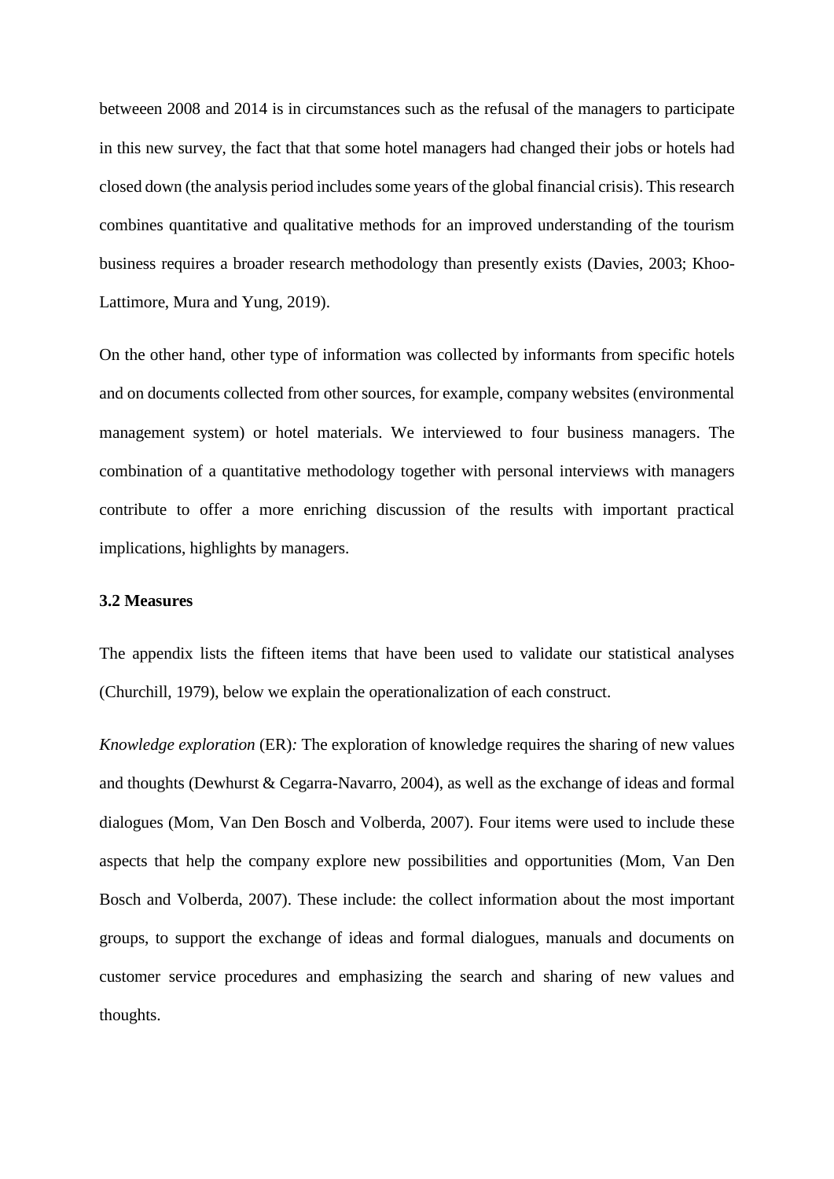betweeen 2008 and 2014 is in circumstances such as the refusal of the managers to participate in this new survey, the fact that that some hotel managers had changed their jobs or hotels had closed down (the analysis period includes some years of the global financial crisis). This research combines quantitative and qualitative methods for an improved understanding of the tourism business requires a broader research methodology than presently exists (Davies, 2003; Khoo-Lattimore, Mura and Yung, 2019).

On the other hand, other type of information was collected by informants from specific hotels and on documents collected from other sources, for example, company websites (environmental management system) or hotel materials. We interviewed to four business managers. The combination of a quantitative methodology together with personal interviews with managers contribute to offer a more enriching discussion of the results with important practical implications, highlights by managers.

### 3.2 Measures

The appendix lists the fifteen items that have been used to validate our statistical analyses (Churchill, 1979), below we explain the operationalization of each construct.

*Knowledge exploration* (ER)*:* The exploration of knowledge requires the sharing of new values and thoughts (Dewhurst & Cegarra-Navarro, 2004), as well as the exchange of ideas and formal dialogues (Mom, Van Den Bosch and Volberda, 2007). Four items were used to include these aspects that help the company explore new possibilities and opportunities (Mom, Van Den Bosch and Volberda, 2007). These include: the collect information about the most important groups, to support the exchange of ideas and formal dialogues, manuals and documents on customer service procedures and emphasizing the search and sharing of new values and thoughts.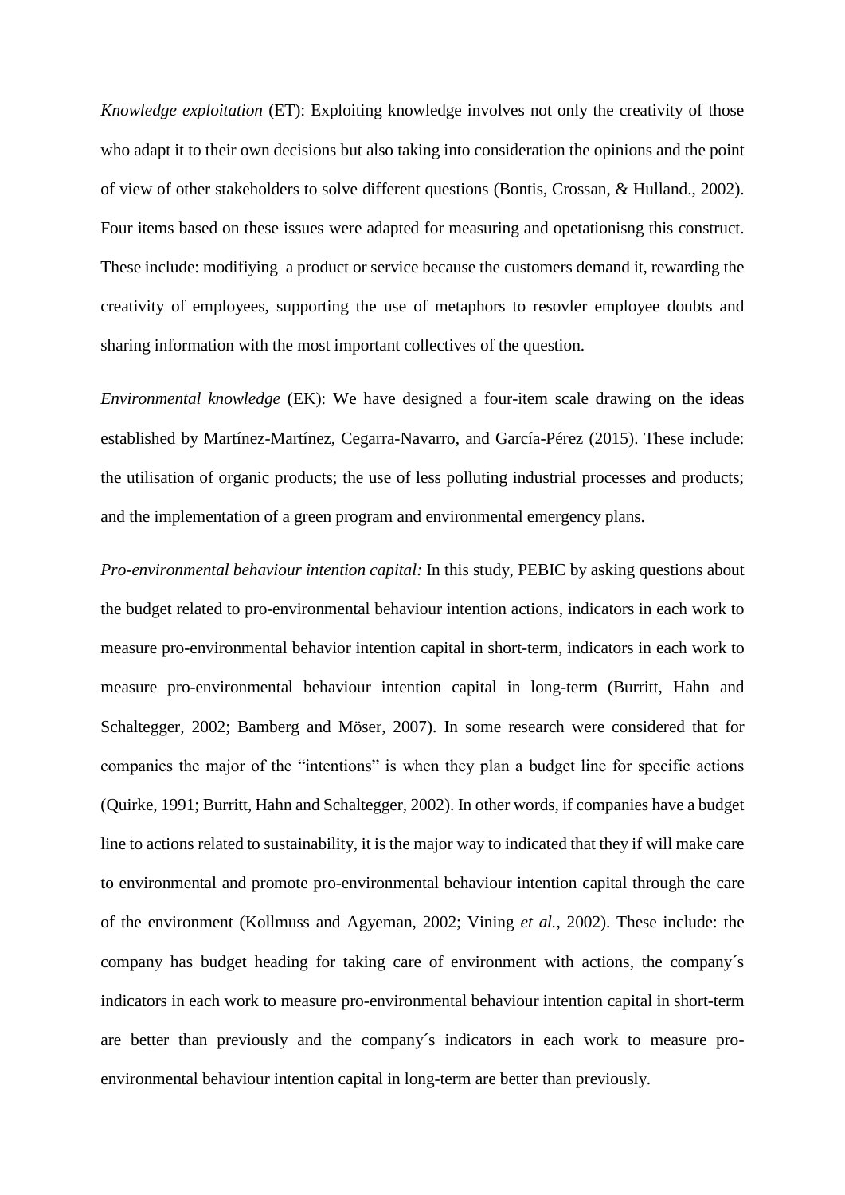*Knowledge exploitation* (ET): Exploiting knowledge involves not only the creativity of those who adapt it to their own decisions but also taking into consideration the opinions and the point of view of other stakeholders to solve different questions (Bontis, Crossan, & Hulland., 2002). Four items based on these issues were adapted for measuring and opetationisng this construct. These include: modifiying a product or service because the customers demand it, rewarding the creativity of employees, supporting the use of metaphors to resovler employee doubts and sharing information with the most important collectives of the question.

*Environmental knowledge* (EK): We have designed a four-item scale drawing on the ideas established by Martínez-Martínez, Cegarra-Navarro, and García-Pérez (2015). These include: the utilisation of organic products; the use of less polluting industrial processes and products; and the implementation of a green program and environmental emergency plans.

*Pro-environmental behaviour intention capital:* In this study, PEBIC by asking questions about the budget related to pro-environmental behaviour intention actions, indicators in each work to measure pro-environmental behavior intention capital in short-term, indicators in each work to measure pro-environmental behaviour intention capital in long-term (Burritt, Hahn and Schaltegger, 2002; Bamberg and Möser, 2007). In some research were considered that for companies the major of the "intentions" is when they plan a budget line for specific actions (Quirke, 1991; Burritt, Hahn and Schaltegger, 2002). In other words, if companies have a budget line to actions related to sustainability, it is the major way to indicated that they if will make care to environmental and promote pro-environmental behaviour intention capital through the care of the environment (Kollmuss and Agyeman, 2002; Vining *et al.*, 2002). These include: the company has budget heading for taking care of environment with actions, the company´s indicators in each work to measure pro-environmental behaviour intention capital in short-term are better than previously and the company´s indicators in each work to measure pro-environmental behaviour intention capital in long-term are better than previously.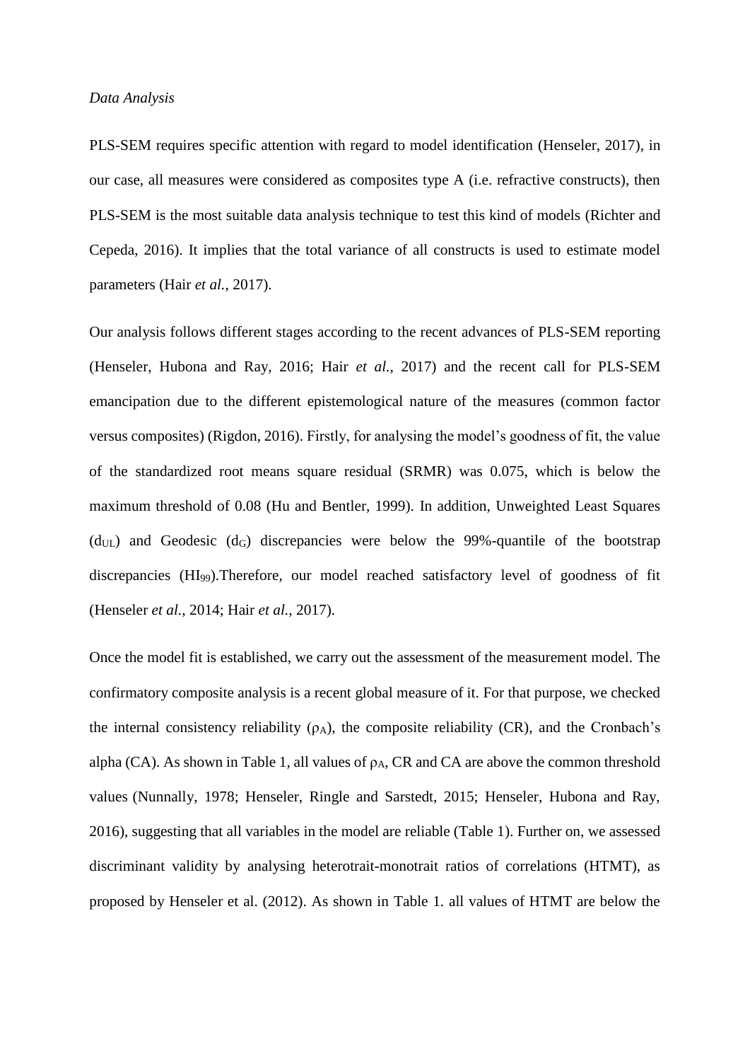*Data Analysis*

PLS-SEM requires specific attention with regard to model identification (Henseler, 2017), in our case, all measures were considered as composites type A (i.e. refractive constructs), then PLS-SEM is the most suitable data analysis technique to test this kind of models (Richter and Cepeda, 2016). It implies that the total variance of all constructs is used to estimate model parameters (Hair *et al.*, 2017).

Our analysis follows different stages according to the recent advances of PLS-SEM reporting (Henseler, Hubona and Ray, 2016; Hair *et al.*, 2017) and the recent call for PLS-SEM emancipation due to the different epistemological nature of the measures (common factor versus composites) (Rigdon, 2016). Firstly, for analysing the model's goodness of fit, the value of the standardized root means square residual (SRMR) was 0.075, which is below the maximum threshold of 0.08 (Hu and Bentler, 1999). In addition, Unweighted Least Squares ($d_{UL}$) and Geodesic ($d_G$) discrepancies were below the 99%-quantile of the bootstrap discrepancies ($HI_{99}$).Therefore, our model reached satisfactory level of goodness of fit (Henseler *et al.*, 2014; Hair *et al.*, 2017).

Once the model fit is established, we carry out the assessment of the measurement model. The confirmatory composite analysis is a recent global measure of it. For that purpose, we checked the internal consistency reliability ($\rho_A$), the composite reliability (CR), and the Cronbach's alpha (CA). As shown in Table 1, all values of $\rho_A$, CR and CA are above the common threshold values (Nunnally, 1978; Henseler, Ringle and Sarstedt, 2015; Henseler, Hubona and Ray, 2016), suggesting that all variables in the model are reliable (Table 1). Further on, we assessed discriminant validity by analysing heterotrait-monotrait ratios of correlations (HTMT), as proposed by Henseler et al. (2012). As shown in Table 1. all values of HTMT are below the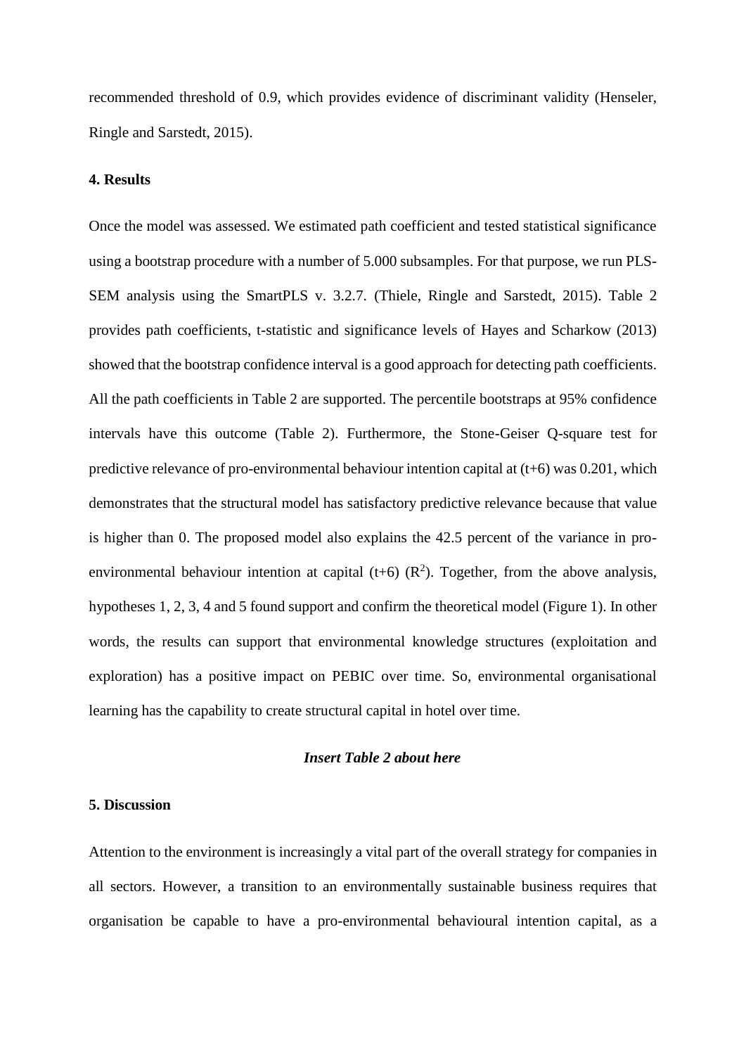recommended threshold of 0.9, which provides evidence of discriminant validity (Henseler, Ringle and Sarstedt, 2015).

**4. Results**

Once the model was assessed. We estimated path coefficient and tested statistical significance using a bootstrap procedure with a number of 5.000 subsamples. For that purpose, we run PLS-SEM analysis using the SmartPLS v. 3.2.7. (Thiele, Ringle and Sarstedt, 2015). Table 2 provides path coefficients, t-statistic and significance levels of Hayes and Scharkow (2013) showed that the bootstrap confidence interval is a good approach for detecting path coefficients. All the path coefficients in Table 2 are supported. The percentile bootstraps at 95% confidence intervals have this outcome (Table 2). Furthermore, the Stone-Geiser Q-square test for predictive relevance of pro-environmental behaviour intention capital at (t+6) was 0.201, which demonstrates that the structural model has satisfactory predictive relevance because that value is higher than 0. The proposed model also explains the 42.5 percent of the variance in pro-environmental behaviour intention at capital (t+6) ($R^2$). Together, from the above analysis, hypotheses 1, 2, 3, 4 and 5 found support and confirm the theoretical model (Figure 1). In other words, the results can support that environmental knowledge structures (exploitation and exploration) has a positive impact on PEBIC over time. So, environmental organisational learning has the capability to create structural capital in hotel over time.

***Insert Table 2 about here***

**5. Discussion**

Attention to the environment is increasingly a vital part of the overall strategy for companies in all sectors. However, a transition to an environmentally sustainable business requires that organisation be capable to have a pro-environmental behavioural intention capital, as a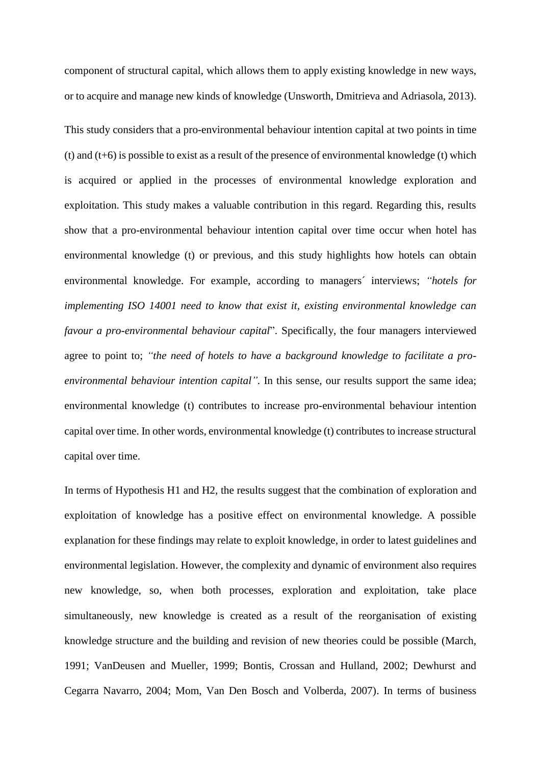component of structural capital, which allows them to apply existing knowledge in new ways, or to acquire and manage new kinds of knowledge (Unsworth, Dmitrieva and Adriasola, 2013).

This study considers that a pro-environmental behaviour intention capital at two points in time (t) and (t+6) is possible to exist as a result of the presence of environmental knowledge (t) which is acquired or applied in the processes of environmental knowledge exploration and exploitation. This study makes a valuable contribution in this regard. Regarding this, results show that a pro-environmental behaviour intention capital over time occur when hotel has environmental knowledge (t) or previous, and this study highlights how hotels can obtain environmental knowledge. For example, according to managers´ interviews; *"hotels for implementing ISO 14001 need to know that exist it, existing environmental knowledge can favour a pro-environmental behaviour capital*". Specifically, the four managers interviewed agree to point to; *"the need of hotels to have a background knowledge to facilitate a pro-environmental behaviour intention capital"*. In this sense, our results support the same idea; environmental knowledge (t) contributes to increase pro-environmental behaviour intention capital over time. In other words, environmental knowledge (t) contributes to increase structural capital over time.

In terms of Hypothesis H1 and H2, the results suggest that the combination of exploration and exploitation of knowledge has a positive effect on environmental knowledge. A possible explanation for these findings may relate to exploit knowledge, in order to latest guidelines and environmental legislation. However, the complexity and dynamic of environment also requires new knowledge, so, when both processes, exploration and exploitation, take place simultaneously, new knowledge is created as a result of the reorganisation of existing knowledge structure and the building and revision of new theories could be possible (March, 1991; VanDeusen and Mueller, 1999; Bontis, Crossan and Hulland, 2002; Dewhurst and Cegarra Navarro, 2004; Mom, Van Den Bosch and Volberda, 2007). In terms of business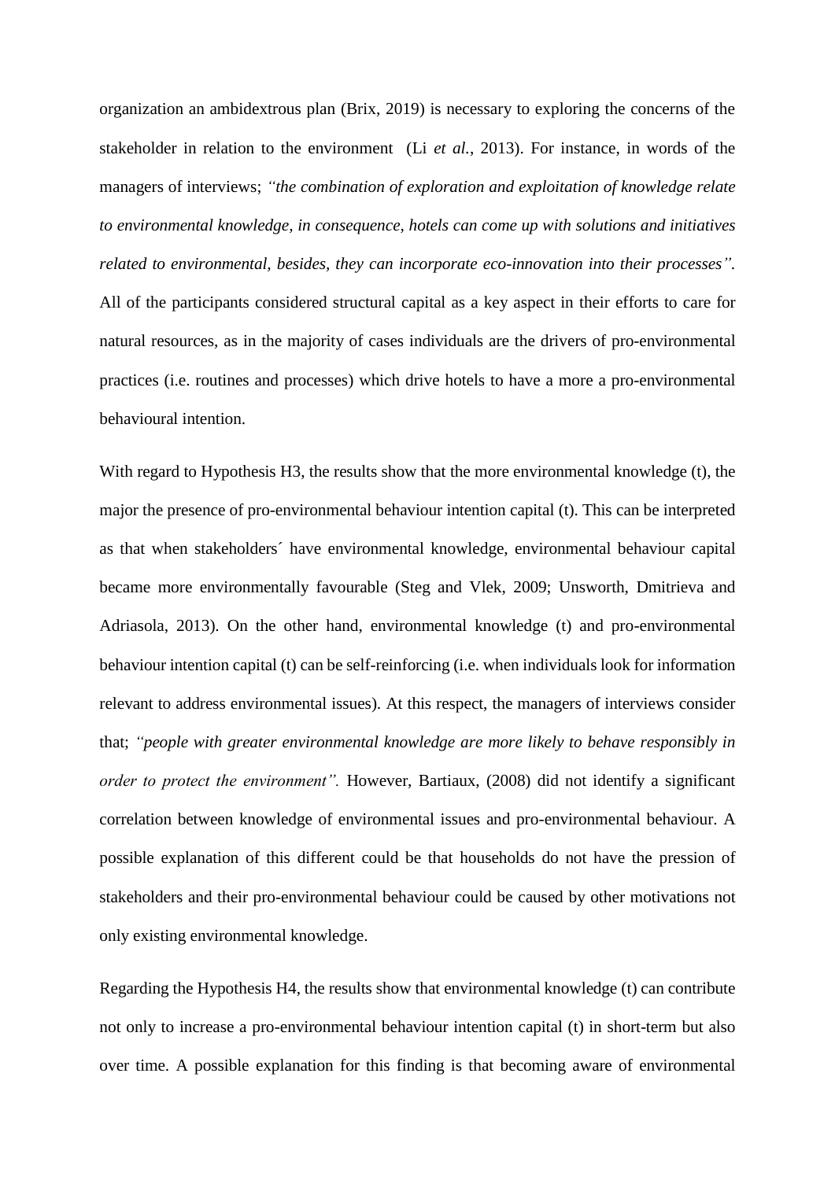organization an ambidextrous plan (Brix, 2019) is necessary to exploring the concerns of the stakeholder in relation to the environment (Li *et al.*, 2013). For instance, in words of the managers of interviews; *"the combination of exploration and exploitation of knowledge relate to environmental knowledge, in consequence, hotels can come up with solutions and initiatives related to environmental, besides, they can incorporate eco-innovation into their processes"*. All of the participants considered structural capital as a key aspect in their efforts to care for natural resources, as in the majority of cases individuals are the drivers of pro-environmental practices (i.e. routines and processes) which drive hotels to have a more a pro-environmental behavioural intention.

With regard to Hypothesis H3, the results show that the more environmental knowledge (t), the major the presence of pro-environmental behaviour intention capital (t). This can be interpreted as that when stakeholders´ have environmental knowledge, environmental behaviour capital became more environmentally favourable (Steg and Vlek, 2009; Unsworth, Dmitrieva and Adriasola, 2013). On the other hand, environmental knowledge (t) and pro-environmental behaviour intention capital (t) can be self-reinforcing (i.e. when individuals look for information relevant to address environmental issues). At this respect, the managers of interviews consider that; *"people with greater environmental knowledge are more likely to behave responsibly in order to protect the environment".* However, Bartiaux, (2008) did not identify a significant correlation between knowledge of environmental issues and pro-environmental behaviour. A possible explanation of this different could be that households do not have the pression of stakeholders and their pro-environmental behaviour could be caused by other motivations not only existing environmental knowledge.

Regarding the Hypothesis H4, the results show that environmental knowledge (t) can contribute not only to increase a pro-environmental behaviour intention capital (t) in short-term but also over time. A possible explanation for this finding is that becoming aware of environmental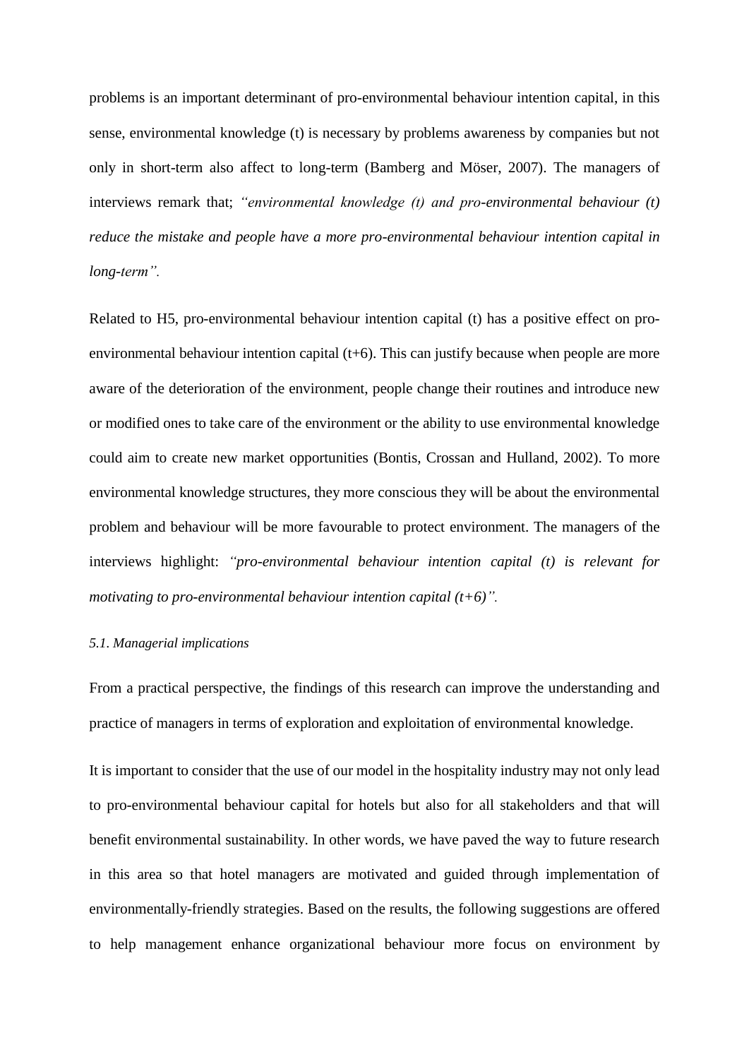problems is an important determinant of pro-environmental behaviour intention capital, in this sense, environmental knowledge (t) is necessary by problems awareness by companies but not only in short-term also affect to long-term (Bamberg and Möser, 2007). The managers of interviews remark that; *"environmental knowledge (t) and pro-environmental behaviour (t) reduce the mistake and people have a more pro-environmental behaviour intention capital in long-term".*

Related to H5, pro-environmental behaviour intention capital (t) has a positive effect on pro-environmental behaviour intention capital (t+6). This can justify because when people are more aware of the deterioration of the environment, people change their routines and introduce new or modified ones to take care of the environment or the ability to use environmental knowledge could aim to create new market opportunities (Bontis, Crossan and Hulland, 2002). To more environmental knowledge structures, they more conscious they will be about the environmental problem and behaviour will be more favourable to protect environment. The managers of the interviews highlight: *"pro-environmental behaviour intention capital (t) is relevant for motivating to pro-environmental behaviour intention capital (t+6)".*

### *5.1. Managerial implications*

From a practical perspective, the findings of this research can improve the understanding and practice of managers in terms of exploration and exploitation of environmental knowledge.

It is important to consider that the use of our model in the hospitality industry may not only lead to pro-environmental behaviour capital for hotels but also for all stakeholders and that will benefit environmental sustainability. In other words, we have paved the way to future research in this area so that hotel managers are motivated and guided through implementation of environmentally-friendly strategies. Based on the results, the following suggestions are offered to help management enhance organizational behaviour more focus on environment by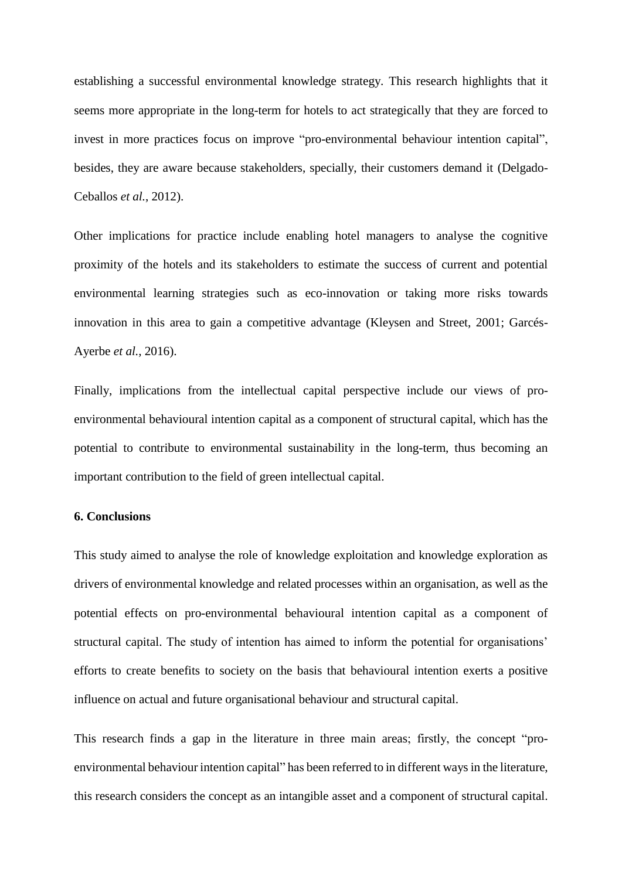establishing a successful environmental knowledge strategy. This research highlights that it seems more appropriate in the long-term for hotels to act strategically that they are forced to invest in more practices focus on improve "pro-environmental behaviour intention capital", besides, they are aware because stakeholders, specially, their customers demand it (Delgado-Ceballos *et al.*, 2012).

Other implications for practice include enabling hotel managers to analyse the cognitive proximity of the hotels and its stakeholders to estimate the success of current and potential environmental learning strategies such as eco-innovation or taking more risks towards innovation in this area to gain a competitive advantage (Kleysen and Street, 2001; Garcés-Ayerbe *et al.*, 2016).

Finally, implications from the intellectual capital perspective include our views of pro-environmental behavioural intention capital as a component of structural capital, which has the potential to contribute to environmental sustainability in the long-term, thus becoming an important contribution to the field of green intellectual capital.

## 6. Conclusions

This study aimed to analyse the role of knowledge exploitation and knowledge exploration as drivers of environmental knowledge and related processes within an organisation, as well as the potential effects on pro-environmental behavioural intention capital as a component of structural capital. The study of intention has aimed to inform the potential for organisations' efforts to create benefits to society on the basis that behavioural intention exerts a positive influence on actual and future organisational behaviour and structural capital.

This research finds a gap in the literature in three main areas; firstly, the concept "pro-environmental behaviour intention capital" has been referred to in different ways in the literature, this research considers the concept as an intangible asset and a component of structural capital.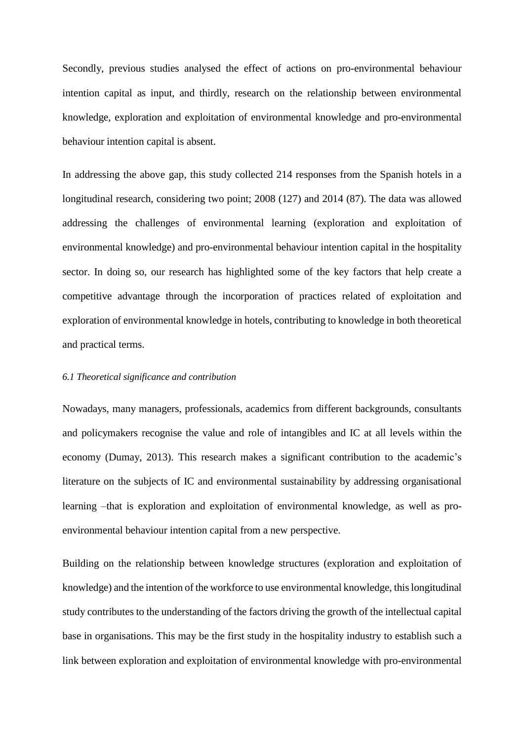Secondly, previous studies analysed the effect of actions on pro-environmental behaviour intention capital as input, and thirdly, research on the relationship between environmental knowledge, exploration and exploitation of environmental knowledge and pro-environmental behaviour intention capital is absent.

In addressing the above gap, this study collected 214 responses from the Spanish hotels in a longitudinal research, considering two point; 2008 (127) and 2014 (87). The data was allowed addressing the challenges of environmental learning (exploration and exploitation of environmental knowledge) and pro-environmental behaviour intention capital in the hospitality sector. In doing so, our research has highlighted some of the key factors that help create a competitive advantage through the incorporation of practices related of exploitation and exploration of environmental knowledge in hotels, contributing to knowledge in both theoretical and practical terms.

### *6.1 Theoretical significance and contribution*

Nowadays, many managers, professionals, academics from different backgrounds, consultants and policymakers recognise the value and role of intangibles and IC at all levels within the economy (Dumay, 2013). This research makes a significant contribution to the academic's literature on the subjects of IC and environmental sustainability by addressing organisational learning –that is exploration and exploitation of environmental knowledge, as well as pro-environmental behaviour intention capital from a new perspective.

Building on the relationship between knowledge structures (exploration and exploitation of knowledge) and the intention of the workforce to use environmental knowledge, this longitudinal study contributes to the understanding of the factors driving the growth of the intellectual capital base in organisations. This may be the first study in the hospitality industry to establish such a link between exploration and exploitation of environmental knowledge with pro-environmental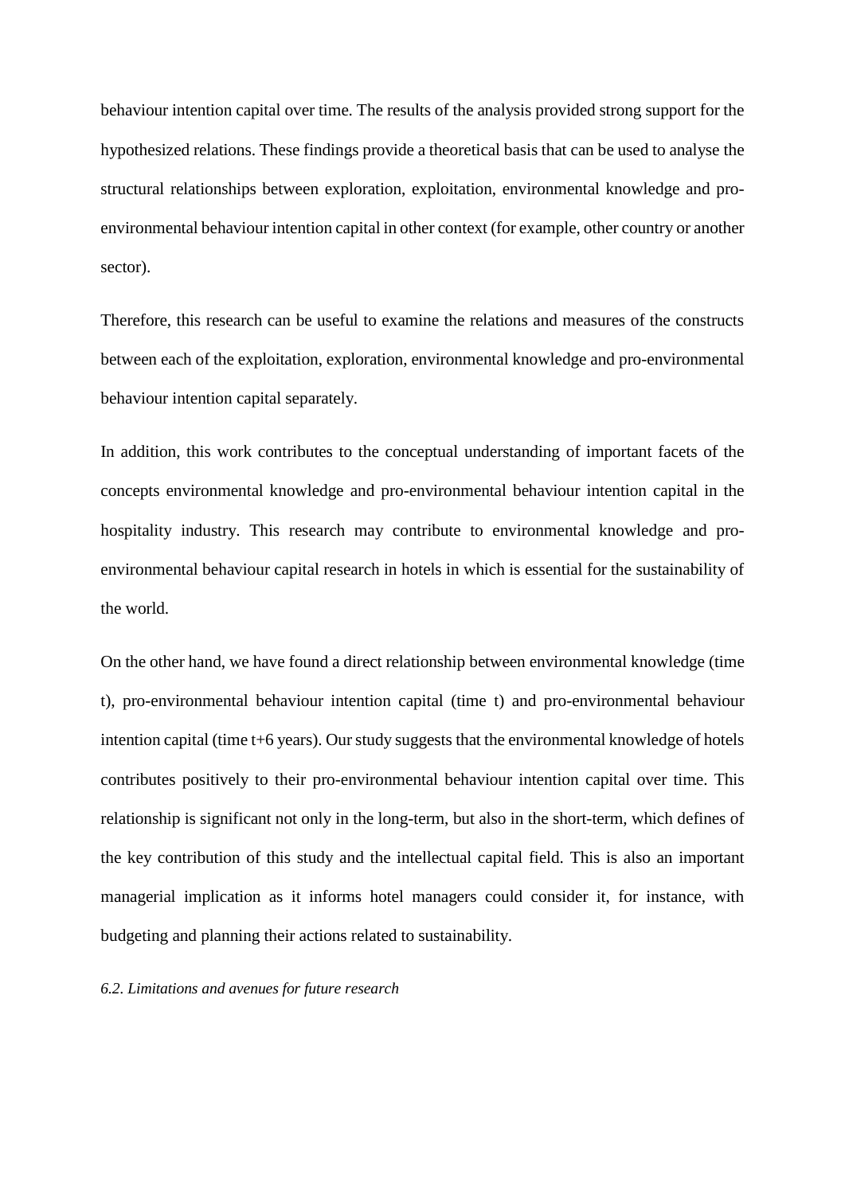behaviour intention capital over time. The results of the analysis provided strong support for the hypothesized relations. These findings provide a theoretical basis that can be used to analyse the structural relationships between exploration, exploitation, environmental knowledge and pro-environmental behaviour intention capital in other context (for example, other country or another sector).

Therefore, this research can be useful to examine the relations and measures of the constructs between each of the exploitation, exploration, environmental knowledge and pro-environmental behaviour intention capital separately.

In addition, this work contributes to the conceptual understanding of important facets of the concepts environmental knowledge and pro-environmental behaviour intention capital in the hospitality industry. This research may contribute to environmental knowledge and pro-environmental behaviour capital research in hotels in which is essential for the sustainability of the world.

On the other hand, we have found a direct relationship between environmental knowledge (time t), pro-environmental behaviour intention capital (time t) and pro-environmental behaviour intention capital (time t+6 years). Our study suggests that the environmental knowledge of hotels contributes positively to their pro-environmental behaviour intention capital over time. This relationship is significant not only in the long-term, but also in the short-term, which defines of the key contribution of this study and the intellectual capital field. This is also an important managerial implication as it informs hotel managers could consider it, for instance, with budgeting and planning their actions related to sustainability.

### *6.2. Limitations and avenues for future research*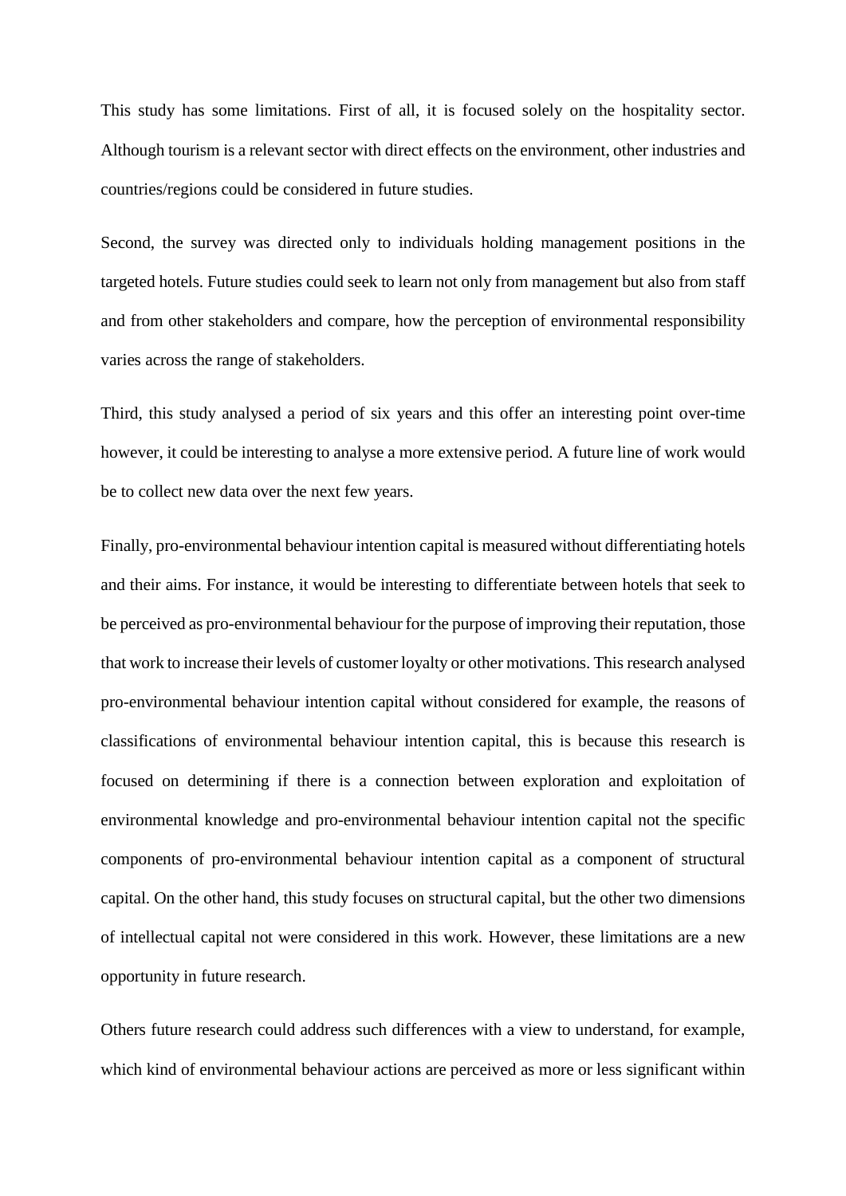This study has some limitations. First of all, it is focused solely on the hospitality sector. Although tourism is a relevant sector with direct effects on the environment, other industries and countries/regions could be considered in future studies.

Second, the survey was directed only to individuals holding management positions in the targeted hotels. Future studies could seek to learn not only from management but also from staff and from other stakeholders and compare, how the perception of environmental responsibility varies across the range of stakeholders.

Third, this study analysed a period of six years and this offer an interesting point over-time however, it could be interesting to analyse a more extensive period. A future line of work would be to collect new data over the next few years.

Finally, pro-environmental behaviour intention capital is measured without differentiating hotels and their aims. For instance, it would be interesting to differentiate between hotels that seek to be perceived as pro-environmental behaviour for the purpose of improving their reputation, those that work to increase their levels of customer loyalty or other motivations. This research analysed pro-environmental behaviour intention capital without considered for example, the reasons of classifications of environmental behaviour intention capital, this is because this research is focused on determining if there is a connection between exploration and exploitation of environmental knowledge and pro-environmental behaviour intention capital not the specific components of pro-environmental behaviour intention capital as a component of structural capital. On the other hand, this study focuses on structural capital, but the other two dimensions of intellectual capital not were considered in this work. However, these limitations are a new opportunity in future research.

Others future research could address such differences with a view to understand, for example, which kind of environmental behaviour actions are perceived as more or less significant within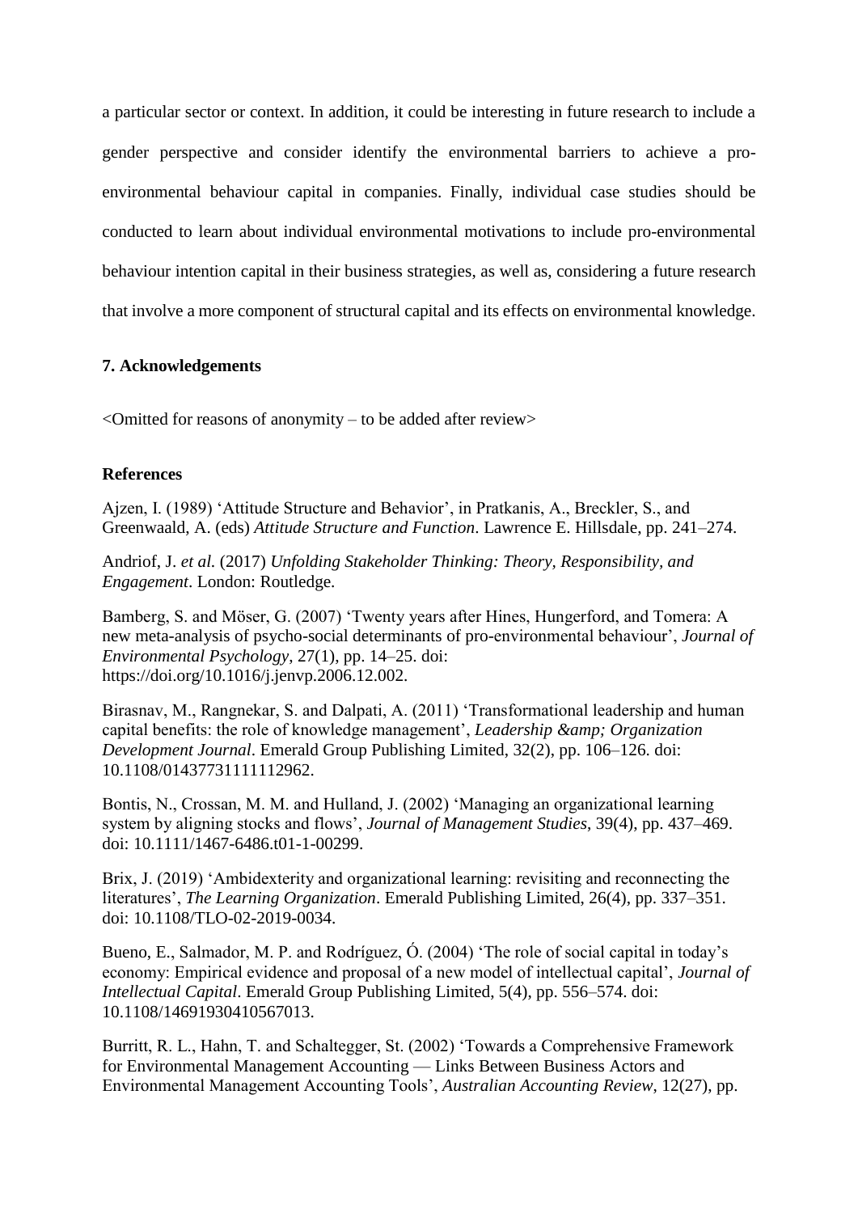a particular sector or context. In addition, it could be interesting in future research to include a gender perspective and consider identify the environmental barriers to achieve a pro-environmental behaviour capital in companies. Finally, individual case studies should be conducted to learn about individual environmental motivations to include pro-environmental behaviour intention capital in their business strategies, as well as, considering a future research that involve a more component of structural capital and its effects on environmental knowledge.

## 7. Acknowledgements

<Omitted for reasons of anonymity – to be added after review>

## References

Ajzen, I. (1989) 'Attitude Structure and Behavior', in Pratkanis, A., Breckler, S., and Greenwaald, A. (eds) *Attitude Structure and Function*. Lawrence E. Hillsdale, pp. 241–274.

Andriof, J. *et al.* (2017) *Unfolding Stakeholder Thinking: Theory, Responsibility, and Engagement*. London: Routledge.

Bamberg, S. and Möser, G. (2007) 'Twenty years after Hines, Hungerford, and Tomera: A new meta-analysis of psycho-social determinants of pro-environmental behaviour', *Journal of Environmental Psychology*, 27(1), pp. 14–25. doi: https://doi.org/10.1016/j.jenvp.2006.12.002.

Birasnav, M., Rangnekar, S. and Dalpati, A. (2011) 'Transformational leadership and human capital benefits: the role of knowledge management', *Leadership &amp; Organization Development Journal*. Emerald Group Publishing Limited, 32(2), pp. 106–126. doi: 10.1108/01437731111112962.

Bontis, N., Crossan, M. M. and Hulland, J. (2002) 'Managing an organizational learning system by aligning stocks and flows', *Journal of Management Studies*, 39(4), pp. 437–469. doi: 10.1111/1467-6486.t01-1-00299.

Brix, J. (2019) 'Ambidexterity and organizational learning: revisiting and reconnecting the literatures', *The Learning Organization*. Emerald Publishing Limited, 26(4), pp. 337–351. doi: 10.1108/TLO-02-2019-0034.

Bueno, E., Salmador, M. P. and Rodríguez, Ó. (2004) 'The role of social capital in today's economy: Empirical evidence and proposal of a new model of intellectual capital', *Journal of Intellectual Capital*. Emerald Group Publishing Limited, 5(4), pp. 556–574. doi: 10.1108/14691930410567013.

Burritt, R. L., Hahn, T. and Schaltegger, St. (2002) 'Towards a Comprehensive Framework for Environmental Management Accounting — Links Between Business Actors and Environmental Management Accounting Tools', *Australian Accounting Review*, 12(27), pp.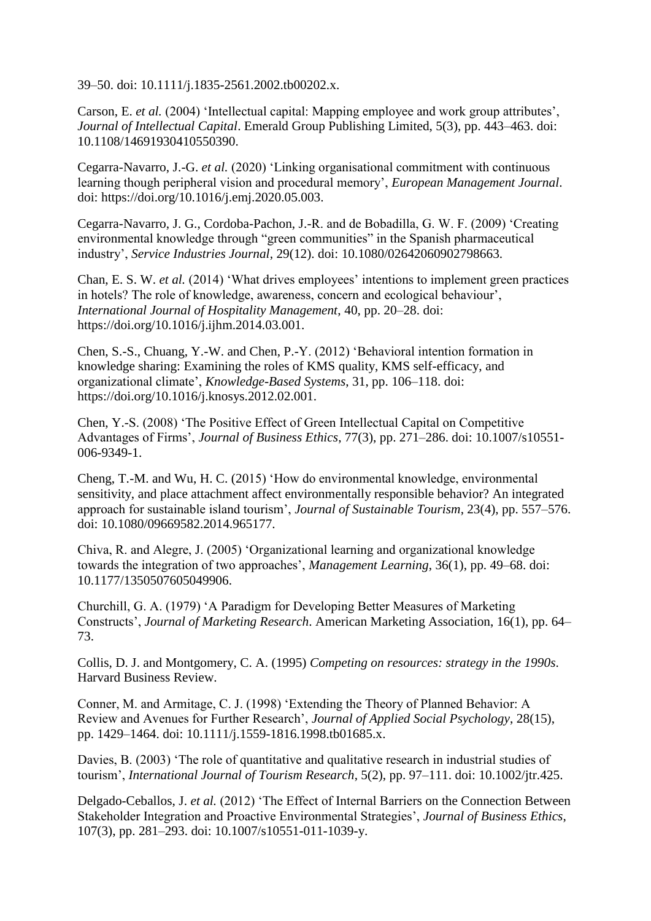39–50. doi: 10.1111/j.1835-2561.2002.tb00202.x.

Carson, E. *et al.* (2004) 'Intellectual capital: Mapping employee and work group attributes', *Journal of Intellectual Capital*. Emerald Group Publishing Limited, 5(3), pp. 443–463. doi: 10.1108/14691930410550390.

Cegarra-Navarro, J.-G. *et al.* (2020) 'Linking organisational commitment with continuous learning though peripheral vision and procedural memory', *European Management Journal*. doi: https://doi.org/10.1016/j.emj.2020.05.003.

Cegarra-Navarro, J. G., Cordoba-Pachon, J.-R. and de Bobadilla, G. W. F. (2009) 'Creating environmental knowledge through "green communities" in the Spanish pharmaceutical industry', *Service Industries Journal*, 29(12). doi: 10.1080/02642060902798663.

Chan, E. S. W. *et al.* (2014) 'What drives employees' intentions to implement green practices in hotels? The role of knowledge, awareness, concern and ecological behaviour', *International Journal of Hospitality Management*, 40, pp. 20–28. doi: https://doi.org/10.1016/j.ijhm.2014.03.001.

Chen, S.-S., Chuang, Y.-W. and Chen, P.-Y. (2012) 'Behavioral intention formation in knowledge sharing: Examining the roles of KMS quality, KMS self-efficacy, and organizational climate', *Knowledge-Based Systems*, 31, pp. 106–118. doi: https://doi.org/10.1016/j.knosys.2012.02.001.

Chen, Y.-S. (2008) 'The Positive Effect of Green Intellectual Capital on Competitive Advantages of Firms', *Journal of Business Ethics*, 77(3), pp. 271–286. doi: 10.1007/s10551-006-9349-1.

Cheng, T.-M. and Wu, H. C. (2015) 'How do environmental knowledge, environmental sensitivity, and place attachment affect environmentally responsible behavior? An integrated approach for sustainable island tourism', *Journal of Sustainable Tourism*, 23(4), pp. 557–576. doi: 10.1080/09669582.2014.965177.

Chiva, R. and Alegre, J. (2005) 'Organizational learning and organizational knowledge towards the integration of two approaches', *Management Learning*, 36(1), pp. 49–68. doi: 10.1177/1350507605049906.

Churchill, G. A. (1979) 'A Paradigm for Developing Better Measures of Marketing Constructs', *Journal of Marketing Research*. American Marketing Association, 16(1), pp. 64–73.

Collis, D. J. and Montgomery, C. A. (1995) *Competing on resources: strategy in the 1990s*. Harvard Business Review.

Conner, M. and Armitage, C. J. (1998) 'Extending the Theory of Planned Behavior: A Review and Avenues for Further Research', *Journal of Applied Social Psychology*, 28(15), pp. 1429–1464. doi: 10.1111/j.1559-1816.1998.tb01685.x.

Davies, B. (2003) 'The role of quantitative and qualitative research in industrial studies of tourism', *International Journal of Tourism Research*, 5(2), pp. 97–111. doi: 10.1002/jtr.425.

Delgado-Ceballos, J. *et al.* (2012) 'The Effect of Internal Barriers on the Connection Between Stakeholder Integration and Proactive Environmental Strategies', *Journal of Business Ethics*, 107(3), pp. 281–293. doi: 10.1007/s10551-011-1039-y.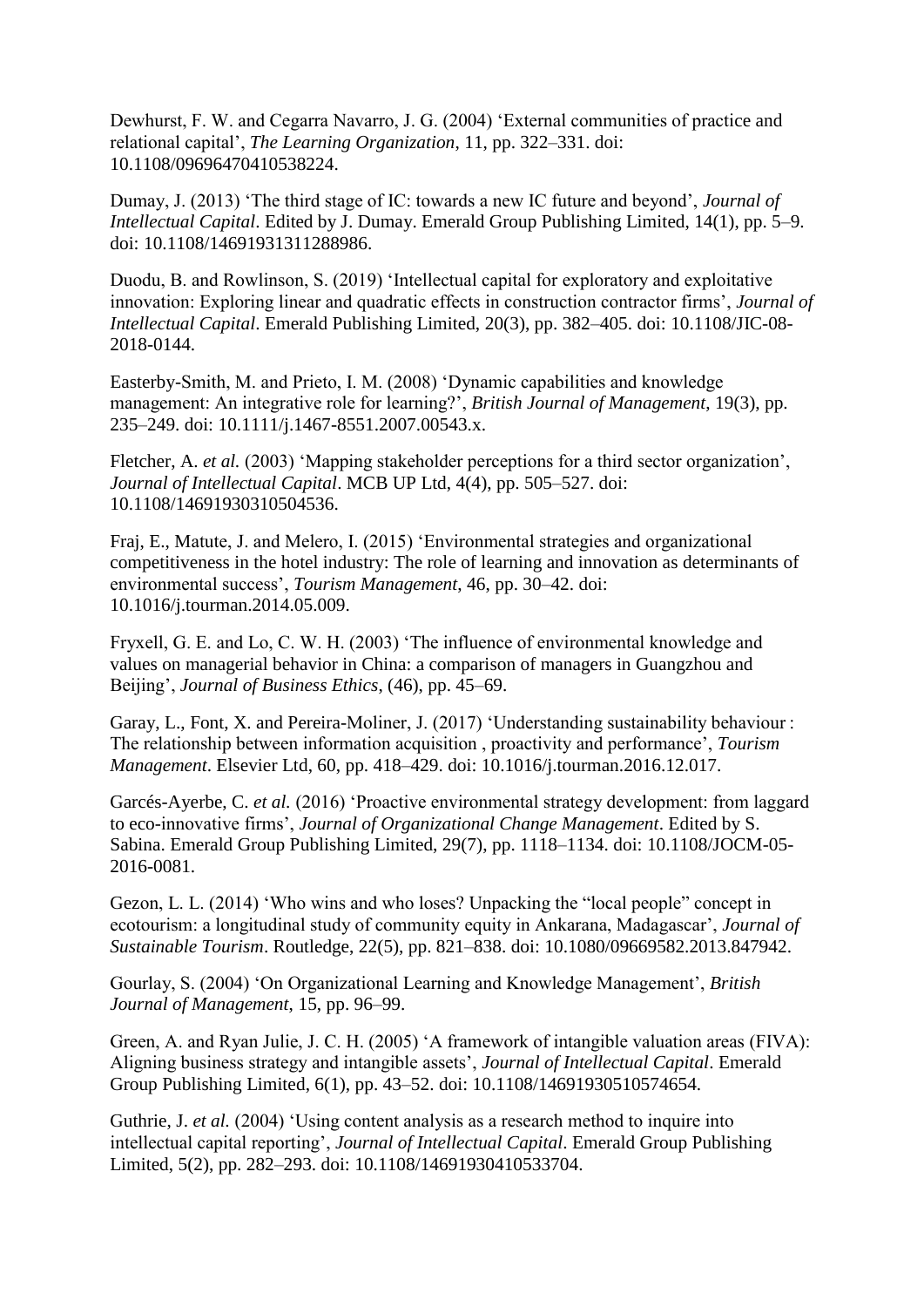Dewhurst, F. W. and Cegarra Navarro, J. G. (2004) ‘External communities of practice and relational capital’, *The Learning Organization*, 11, pp. 322–331. doi: 10.1108/09696470410538224.

Dumay, J. (2013) ‘The third stage of IC: towards a new IC future and beyond’, *Journal of Intellectual Capital*. Edited by J. Dumay. Emerald Group Publishing Limited, 14(1), pp. 5–9. doi: 10.1108/14691931311288986.

Duodu, B. and Rowlinson, S. (2019) ‘Intellectual capital for exploratory and exploitative innovation: Exploring linear and quadratic effects in construction contractor firms’, *Journal of Intellectual Capital*. Emerald Publishing Limited, 20(3), pp. 382–405. doi: 10.1108/JIC-08-2018-0144.

Easterby-Smith, M. and Prieto, I. M. (2008) ‘Dynamic capabilities and knowledge management: An integrative role for learning?’, *British Journal of Management*, 19(3), pp. 235–249. doi: 10.1111/j.1467-8551.2007.00543.x.

Fletcher, A. *et al.* (2003) ‘Mapping stakeholder perceptions for a third sector organization’, *Journal of Intellectual Capital*. MCB UP Ltd, 4(4), pp. 505–527. doi: 10.1108/14691930310504536.

Fraj, E., Matute, J. and Melero, I. (2015) ‘Environmental strategies and organizational competitiveness in the hotel industry: The role of learning and innovation as determinants of environmental success’, *Tourism Management*, 46, pp. 30–42. doi: 10.1016/j.tourman.2014.05.009.

Fryxell, G. E. and Lo, C. W. H. (2003) ‘The influence of environmental knowledge and values on managerial behavior in China: a comparison of managers in Guangzhou and Beijing’, *Journal of Business Ethics*, (46), pp. 45–69.

Garay, L., Font, X. and Pereira-Moliner, J. (2017) ‘Understanding sustainability behaviour : The relationship between information acquisition , proactivity and performance’, *Tourism Management*. Elsevier Ltd, 60, pp. 418–429. doi: 10.1016/j.tourman.2016.12.017.

Garcés-Ayerbe, C. *et al.* (2016) ‘Proactive environmental strategy development: from laggard to eco-innovative firms’, *Journal of Organizational Change Management*. Edited by S. Sabina. Emerald Group Publishing Limited, 29(7), pp. 1118–1134. doi: 10.1108/JOCM-05-2016-0081.

Gezon, L. L. (2014) ‘Who wins and who loses? Unpacking the “local people” concept in ecotourism: a longitudinal study of community equity in Ankarana, Madagascar’, *Journal of Sustainable Tourism*. Routledge, 22(5), pp. 821–838. doi: 10.1080/09669582.2013.847942.

Gourlay, S. (2004) ‘On Organizational Learning and Knowledge Management’, *British Journal of Management*, 15, pp. 96–99.

Green, A. and Ryan Julie, J. C. H. (2005) ‘A framework of intangible valuation areas (FIVA): Aligning business strategy and intangible assets’, *Journal of Intellectual Capital*. Emerald Group Publishing Limited, 6(1), pp. 43–52. doi: 10.1108/14691930510574654.

Guthrie, J. *et al.* (2004) ‘Using content analysis as a research method to inquire into intellectual capital reporting’, *Journal of Intellectual Capital*. Emerald Group Publishing Limited, 5(2), pp. 282–293. doi: 10.1108/14691930410533704.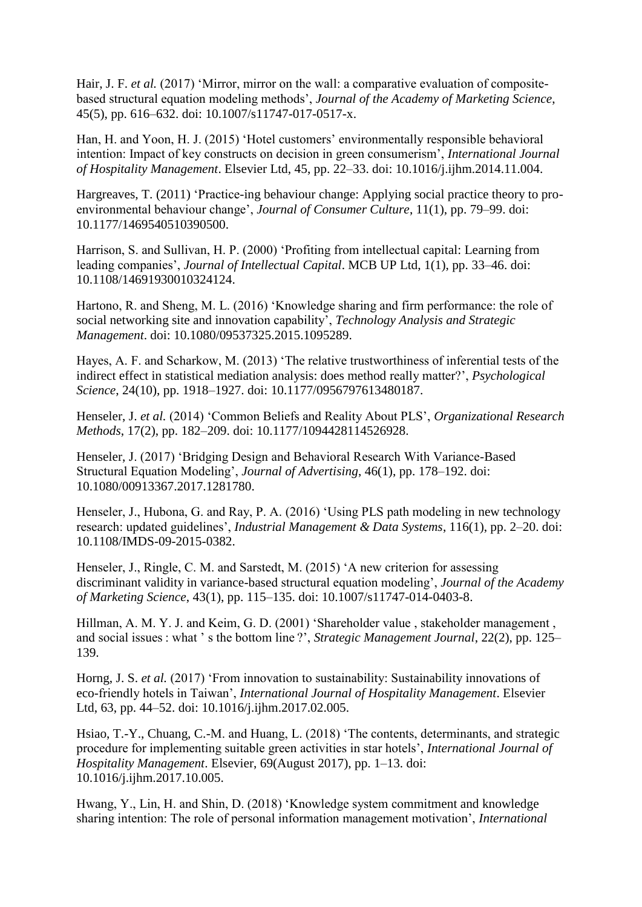Hair, J. F. *et al.* (2017) 'Mirror, mirror on the wall: a comparative evaluation of composite-based structural equation modeling methods', *Journal of the Academy of Marketing Science*, 45(5), pp. 616–632. doi: 10.1007/s11747-017-0517-x.

Han, H. and Yoon, H. J. (2015) 'Hotel customers' environmentally responsible behavioral intention: Impact of key constructs on decision in green consumerism', *International Journal of Hospitality Management*. Elsevier Ltd, 45, pp. 22–33. doi: 10.1016/j.ijhm.2014.11.004.

Hargreaves, T. (2011) 'Practice-ing behaviour change: Applying social practice theory to pro-environmental behaviour change', *Journal of Consumer Culture*, 11(1), pp. 79–99. doi: 10.1177/1469540510390500.

Harrison, S. and Sullivan, H. P. (2000) 'Profiting from intellectual capital: Learning from leading companies', *Journal of Intellectual Capital*. MCB UP Ltd, 1(1), pp. 33–46. doi: 10.1108/14691930010324124.

Hartono, R. and Sheng, M. L. (2016) 'Knowledge sharing and firm performance: the role of social networking site and innovation capability', *Technology Analysis and Strategic Management*. doi: 10.1080/09537325.2015.1095289.

Hayes, A. F. and Scharkow, M. (2013) 'The relative trustworthiness of inferential tests of the indirect effect in statistical mediation analysis: does method really matter?', *Psychological Science*, 24(10), pp. 1918–1927. doi: 10.1177/0956797613480187.

Henseler, J. *et al.* (2014) 'Common Beliefs and Reality About PLS', *Organizational Research Methods*, 17(2), pp. 182–209. doi: 10.1177/1094428114526928.

Henseler, J. (2017) 'Bridging Design and Behavioral Research With Variance-Based Structural Equation Modeling', *Journal of Advertising*, 46(1), pp. 178–192. doi: 10.1080/00913367.2017.1281780.

Henseler, J., Hubona, G. and Ray, P. A. (2016) 'Using PLS path modeling in new technology research: updated guidelines', *Industrial Management & Data Systems*, 116(1), pp. 2–20. doi: 10.1108/IMDS-09-2015-0382.

Henseler, J., Ringle, C. M. and Sarstedt, M. (2015) 'A new criterion for assessing discriminant validity in variance-based structural equation modeling', *Journal of the Academy of Marketing Science*, 43(1), pp. 115–135. doi: 10.1007/s11747-014-0403-8.

Hillman, A. M. Y. J. and Keim, G. D. (2001) 'Shareholder value , stakeholder management , and social issues : what ' s the bottom line ?', *Strategic Management Journal*, 22(2), pp. 125–139.

Horng, J. S. *et al.* (2017) 'From innovation to sustainability: Sustainability innovations of eco-friendly hotels in Taiwan', *International Journal of Hospitality Management*. Elsevier Ltd, 63, pp. 44–52. doi: 10.1016/j.ijhm.2017.02.005.

Hsiao, T.-Y., Chuang, C.-M. and Huang, L. (2018) 'The contents, determinants, and strategic procedure for implementing suitable green activities in star hotels', *International Journal of Hospitality Management*. Elsevier, 69(August 2017), pp. 1–13. doi: 10.1016/j.ijhm.2017.10.005.

Hwang, Y., Lin, H. and Shin, D. (2018) 'Knowledge system commitment and knowledge sharing intention: The role of personal information management motivation', *International*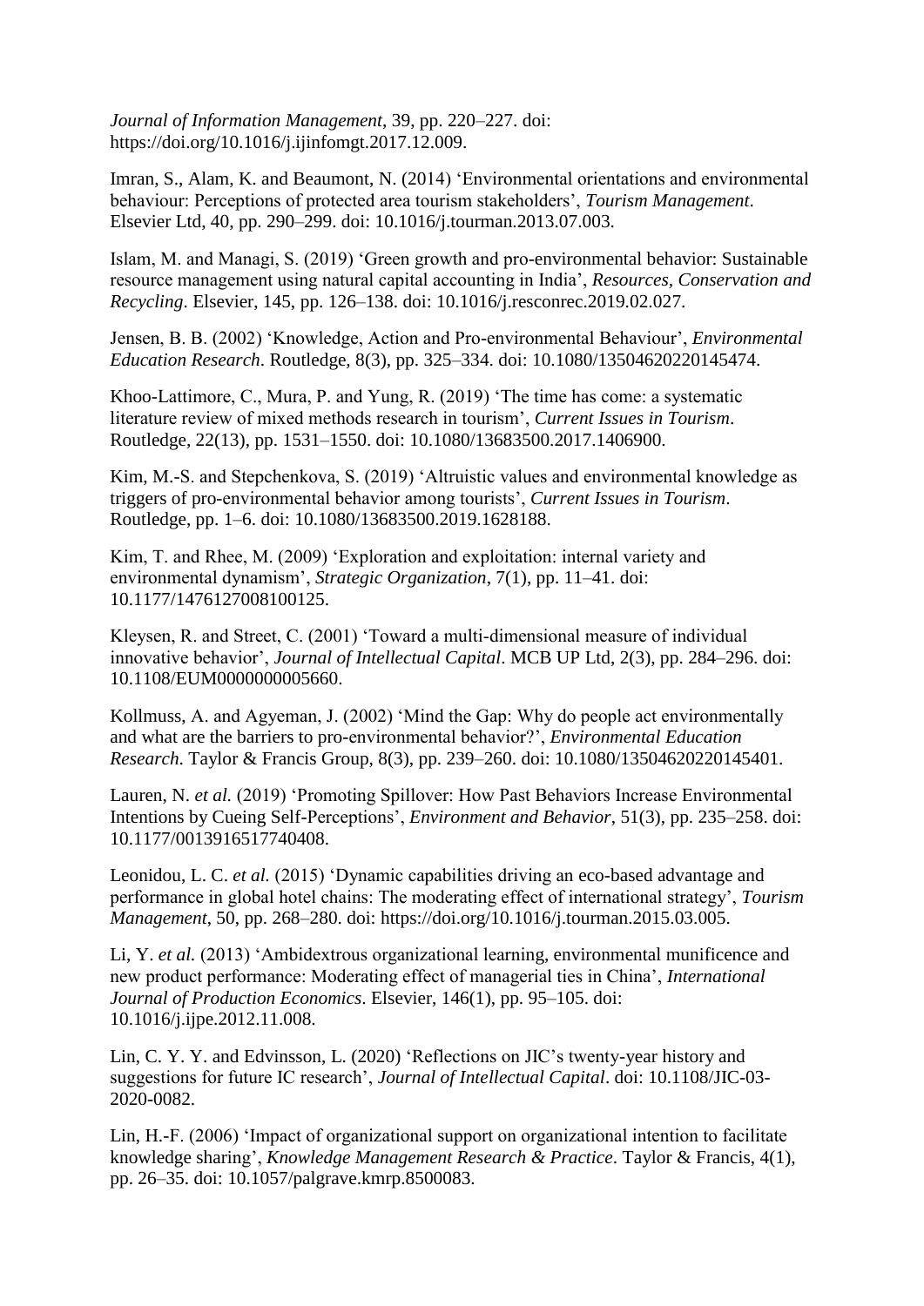*Journal of Information Management*, 39, pp. 220–227. doi: https://doi.org/10.1016/j.ijinfomgt.2017.12.009.

Imran, S., Alam, K. and Beaumont, N. (2014) 'Environmental orientations and environmental behaviour: Perceptions of protected area tourism stakeholders', *Tourism Management*. Elsevier Ltd, 40, pp. 290–299. doi: 10.1016/j.tourman.2013.07.003.

Islam, M. and Managi, S. (2019) 'Green growth and pro-environmental behavior: Sustainable resource management using natural capital accounting in India', *Resources, Conservation and Recycling*. Elsevier, 145, pp. 126–138. doi: 10.1016/j.resconrec.2019.02.027.

Jensen, B. B. (2002) 'Knowledge, Action and Pro-environmental Behaviour', *Environmental Education Research*. Routledge, 8(3), pp. 325–334. doi: 10.1080/13504620220145474.

Khoo-Lattimore, C., Mura, P. and Yung, R. (2019) 'The time has come: a systematic literature review of mixed methods research in tourism', *Current Issues in Tourism*. Routledge, 22(13), pp. 1531–1550. doi: 10.1080/13683500.2017.1406900.

Kim, M.-S. and Stepchenkova, S. (2019) 'Altruistic values and environmental knowledge as triggers of pro-environmental behavior among tourists', *Current Issues in Tourism*. Routledge, pp. 1–6. doi: 10.1080/13683500.2019.1628188.

Kim, T. and Rhee, M. (2009) 'Exploration and exploitation: internal variety and environmental dynamism', *Strategic Organization*, 7(1), pp. 11–41. doi: 10.1177/1476127008100125.

Kleysen, R. and Street, C. (2001) 'Toward a multi-dimensional measure of individual innovative behavior', *Journal of Intellectual Capital*. MCB UP Ltd, 2(3), pp. 284–296. doi: 10.1108/EUM0000000005660.

Kollmuss, A. and Agyeman, J. (2002) 'Mind the Gap: Why do people act environmentally and what are the barriers to pro-environmental behavior?', *Environmental Education Research*. Taylor & Francis Group, 8(3), pp. 239–260. doi: 10.1080/13504620220145401.

Lauren, N. *et al.* (2019) 'Promoting Spillover: How Past Behaviors Increase Environmental Intentions by Cueing Self-Perceptions', *Environment and Behavior*, 51(3), pp. 235–258. doi: 10.1177/0013916517740408.

Leonidou, L. C. *et al.* (2015) 'Dynamic capabilities driving an eco-based advantage and performance in global hotel chains: The moderating effect of international strategy', *Tourism Management*, 50, pp. 268–280. doi: https://doi.org/10.1016/j.tourman.2015.03.005.

Li, Y. *et al.* (2013) 'Ambidextrous organizational learning, environmental munificence and new product performance: Moderating effect of managerial ties in China', *International Journal of Production Economics*. Elsevier, 146(1), pp. 95–105. doi: 10.1016/j.ijpe.2012.11.008.

Lin, C. Y. Y. and Edvinsson, L. (2020) 'Reflections on JIC's twenty-year history and suggestions for future IC research', *Journal of Intellectual Capital*. doi: 10.1108/JIC-03-2020-0082.

Lin, H.-F. (2006) 'Impact of organizational support on organizational intention to facilitate knowledge sharing', *Knowledge Management Research & Practice*. Taylor & Francis, 4(1), pp. 26–35. doi: 10.1057/palgrave.kmrp.8500083.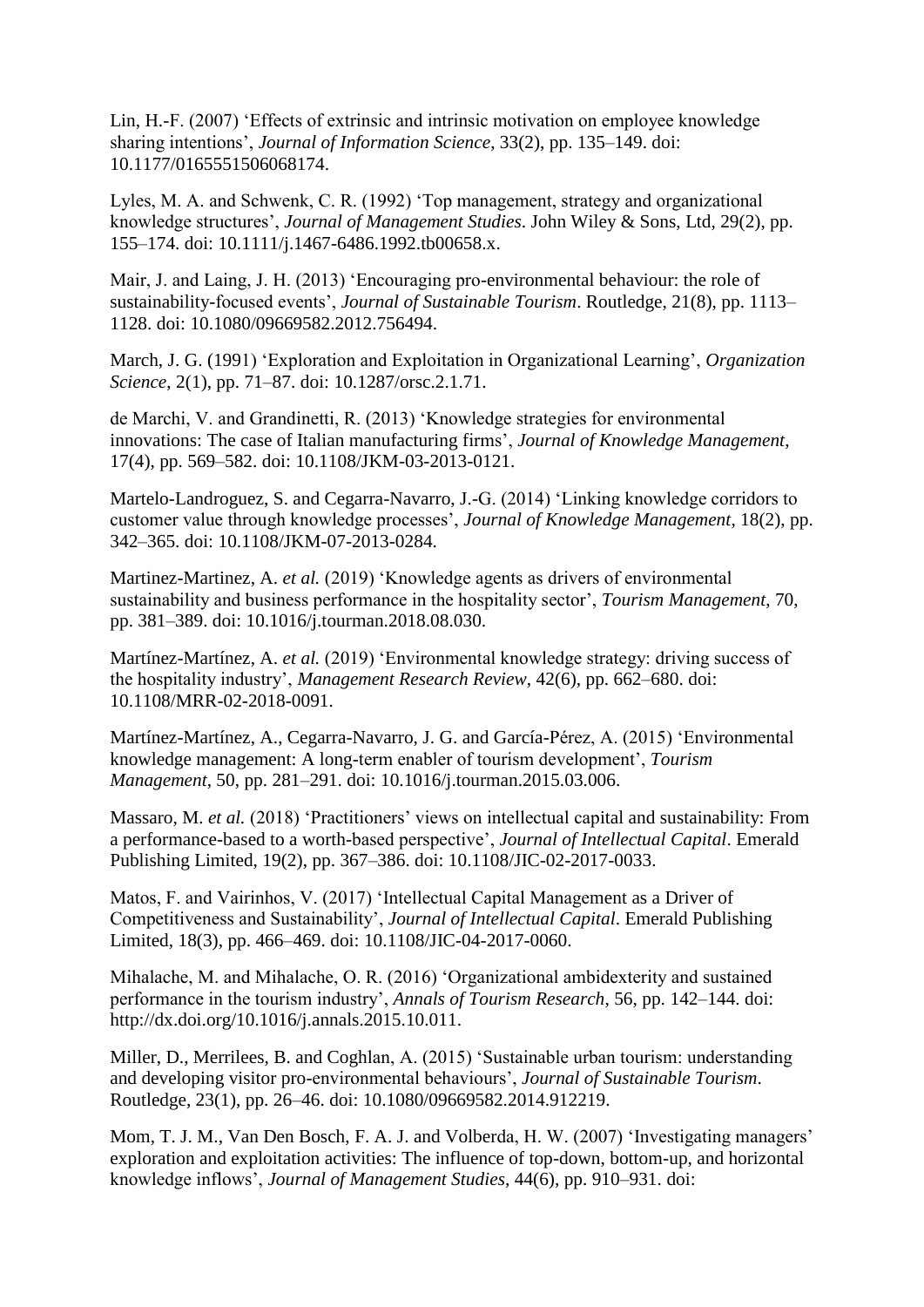Lin, H.-F. (2007) 'Effects of extrinsic and intrinsic motivation on employee knowledge sharing intentions', *Journal of Information Science*, 33(2), pp. 135–149. doi: 10.1177/0165551506068174.

Lyles, M. A. and Schwenk, C. R. (1992) 'Top management, strategy and organizational knowledge structures', *Journal of Management Studies*. John Wiley & Sons, Ltd, 29(2), pp. 155–174. doi: 10.1111/j.1467-6486.1992.tb00658.x.

Mair, J. and Laing, J. H. (2013) 'Encouraging pro-environmental behaviour: the role of sustainability-focused events', *Journal of Sustainable Tourism*. Routledge, 21(8), pp. 1113–1128. doi: 10.1080/09669582.2012.756494.

March, J. G. (1991) 'Exploration and Exploitation in Organizational Learning', *Organization Science*, 2(1), pp. 71–87. doi: 10.1287/orsc.2.1.71.

de Marchi, V. and Grandinetti, R. (2013) 'Knowledge strategies for environmental innovations: The case of Italian manufacturing firms', *Journal of Knowledge Management*, 17(4), pp. 569–582. doi: 10.1108/JKM-03-2013-0121.

Martelo-Landroguez, S. and Cegarra-Navarro, J.-G. (2014) 'Linking knowledge corridors to customer value through knowledge processes', *Journal of Knowledge Management*, 18(2), pp. 342–365. doi: 10.1108/JKM-07-2013-0284.

Martinez-Martinez, A. *et al.* (2019) 'Knowledge agents as drivers of environmental sustainability and business performance in the hospitality sector', *Tourism Management*, 70, pp. 381–389. doi: 10.1016/j.tourman.2018.08.030.

Martínez-Martínez, A. *et al.* (2019) 'Environmental knowledge strategy: driving success of the hospitality industry', *Management Research Review*, 42(6), pp. 662–680. doi: 10.1108/MRR-02-2018-0091.

Martínez-Martínez, A., Cegarra-Navarro, J. G. and García-Pérez, A. (2015) 'Environmental knowledge management: A long-term enabler of tourism development', *Tourism Management*, 50, pp. 281–291. doi: 10.1016/j.tourman.2015.03.006.

Massaro, M. *et al.* (2018) 'Practitioners' views on intellectual capital and sustainability: From a performance-based to a worth-based perspective', *Journal of Intellectual Capital*. Emerald Publishing Limited, 19(2), pp. 367–386. doi: 10.1108/JIC-02-2017-0033.

Matos, F. and Vairinhos, V. (2017) 'Intellectual Capital Management as a Driver of Competitiveness and Sustainability', *Journal of Intellectual Capital*. Emerald Publishing Limited, 18(3), pp. 466–469. doi: 10.1108/JIC-04-2017-0060.

Mihalache, M. and Mihalache, O. R. (2016) 'Organizational ambidexterity and sustained performance in the tourism industry', *Annals of Tourism Research*, 56, pp. 142–144. doi: http://dx.doi.org/10.1016/j.annals.2015.10.011.

Miller, D., Merrilees, B. and Coghlan, A. (2015) 'Sustainable urban tourism: understanding and developing visitor pro-environmental behaviours', *Journal of Sustainable Tourism*. Routledge, 23(1), pp. 26–46. doi: 10.1080/09669582.2014.912219.

Mom, T. J. M., Van Den Bosch, F. A. J. and Volberda, H. W. (2007) 'Investigating managers' exploration and exploitation activities: The influence of top-down, bottom-up, and horizontal knowledge inflows', *Journal of Management Studies*, 44(6), pp. 910–931. doi: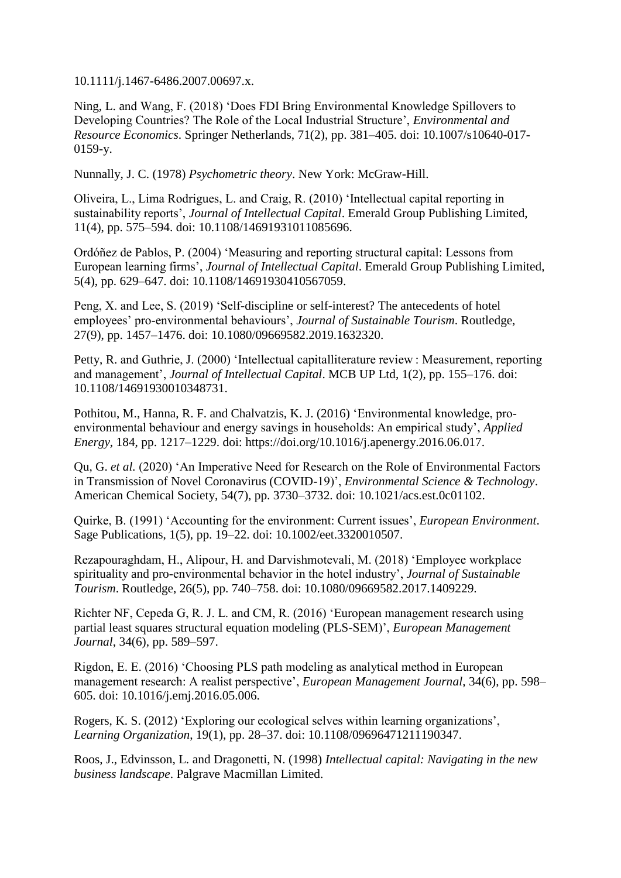10.1111/j.1467-6486.2007.00697.x.

Ning, L. and Wang, F. (2018) 'Does FDI Bring Environmental Knowledge Spillovers to Developing Countries? The Role of the Local Industrial Structure', *Environmental and Resource Economics*. Springer Netherlands, 71(2), pp. 381–405. doi: 10.1007/s10640-017-0159-y.

Nunnally, J. C. (1978) *Psychometric theory*. New York: McGraw-Hill.

Oliveira, L., Lima Rodrigues, L. and Craig, R. (2010) 'Intellectual capital reporting in sustainability reports', *Journal of Intellectual Capital*. Emerald Group Publishing Limited, 11(4), pp. 575–594. doi: 10.1108/14691931011085696.

Ordóñez de Pablos, P. (2004) 'Measuring and reporting structural capital: Lessons from European learning firms', *Journal of Intellectual Capital*. Emerald Group Publishing Limited, 5(4), pp. 629–647. doi: 10.1108/14691930410567059.

Peng, X. and Lee, S. (2019) 'Self-discipline or self-interest? The antecedents of hotel employees' pro-environmental behaviours', *Journal of Sustainable Tourism*. Routledge, 27(9), pp. 1457–1476. doi: 10.1080/09669582.2019.1632320.

Petty, R. and Guthrie, J. (2000) 'Intellectual capitalliterature review : Measurement, reporting and management', *Journal of Intellectual Capital*. MCB UP Ltd, 1(2), pp. 155–176. doi: 10.1108/14691930010348731.

Pothitou, M., Hanna, R. F. and Chalvatzis, K. J. (2016) 'Environmental knowledge, pro-environmental behaviour and energy savings in households: An empirical study', *Applied Energy*, 184, pp. 1217–1229. doi: https://doi.org/10.1016/j.apenergy.2016.06.017.

Qu, G. *et al.* (2020) 'An Imperative Need for Research on the Role of Environmental Factors in Transmission of Novel Coronavirus (COVID-19)', *Environmental Science & Technology*. American Chemical Society, 54(7), pp. 3730–3732. doi: 10.1021/acs.est.0c01102.

Quirke, B. (1991) 'Accounting for the environment: Current issues', *European Environment*. Sage Publications, 1(5), pp. 19–22. doi: 10.1002/eet.3320010507.

Rezapouraghdam, H., Alipour, H. and Darvishmotevali, M. (2018) 'Employee workplace spirituality and pro-environmental behavior in the hotel industry', *Journal of Sustainable Tourism*. Routledge, 26(5), pp. 740–758. doi: 10.1080/09669582.2017.1409229.

Richter NF, Cepeda G, R. J. L. and CM, R. (2016) 'European management research using partial least squares structural equation modeling (PLS-SEM)', *European Management Journal*, 34(6), pp. 589–597.

Rigdon, E. E. (2016) 'Choosing PLS path modeling as analytical method in European management research: A realist perspective', *European Management Journal*, 34(6), pp. 598–605. doi: 10.1016/j.emj.2016.05.006.

Rogers, K. S. (2012) 'Exploring our ecological selves within learning organizations', *Learning Organization*, 19(1), pp. 28–37. doi: 10.1108/09696471211190347.

Roos, J., Edvinsson, L. and Dragonetti, N. (1998) *Intellectual capital: Navigating in the new business landscape*. Palgrave Macmillan Limited.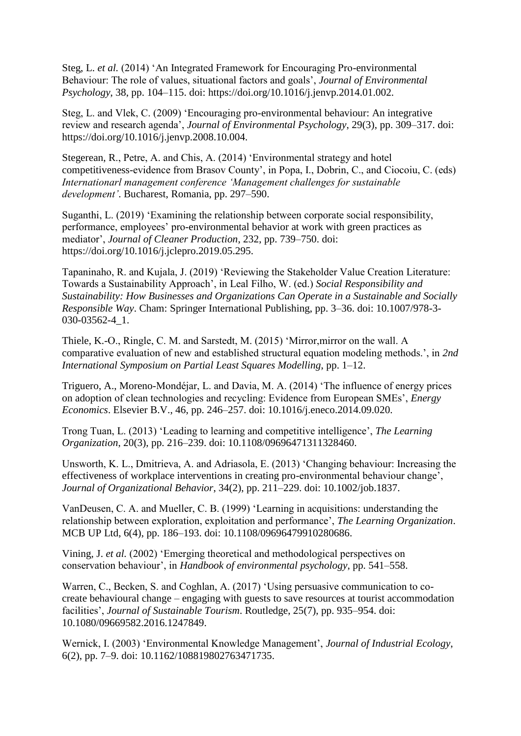Steg, L. *et al.* (2014) 'An Integrated Framework for Encouraging Pro-environmental Behaviour: The role of values, situational factors and goals', *Journal of Environmental Psychology*, 38, pp. 104–115. doi: https://doi.org/10.1016/j.jenvp.2014.01.002.

Steg, L. and Vlek, C. (2009) 'Encouraging pro-environmental behaviour: An integrative review and research agenda', *Journal of Environmental Psychology*, 29(3), pp. 309–317. doi: https://doi.org/10.1016/j.jenvp.2008.10.004.

Stegerean, R., Petre, A. and Chis, A. (2014) 'Environmental strategy and hotel competitiveness-evidence from Brasov County', in Popa, I., Dobrin, C., and Ciocoiu, C. (eds) *Internationarl management conference 'Management challenges for sustainable development'*. Bucharest, Romania, pp. 297–590.

Suganthi, L. (2019) 'Examining the relationship between corporate social responsibility, performance, employees' pro-environmental behavior at work with green practices as mediator', *Journal of Cleaner Production*, 232, pp. 739–750. doi: https://doi.org/10.1016/j.jclepro.2019.05.295.

Tapaninaho, R. and Kujala, J. (2019) 'Reviewing the Stakeholder Value Creation Literature: Towards a Sustainability Approach', in Leal Filho, W. (ed.) *Social Responsibility and Sustainability: How Businesses and Organizations Can Operate in a Sustainable and Socially Responsible Way*. Cham: Springer International Publishing, pp. 3–36. doi: 10.1007/978-3-030-03562-4_1.

Thiele, K.-O., Ringle, C. M. and Sarstedt, M. (2015) 'Mirror,mirror on the wall. A comparative evaluation of new and established structural equation modeling methods.', in *2nd International Symposium on Partial Least Squares Modelling*, pp. 1–12.

Triguero, A., Moreno-Mondéjar, L. and Davia, M. A. (2014) 'The influence of energy prices on adoption of clean technologies and recycling: Evidence from European SMEs', *Energy Economics*. Elsevier B.V., 46, pp. 246–257. doi: 10.1016/j.eneco.2014.09.020.

Trong Tuan, L. (2013) 'Leading to learning and competitive intelligence', *The Learning Organization*, 20(3), pp. 216–239. doi: 10.1108/09696471311328460.

Unsworth, K. L., Dmitrieva, A. and Adriasola, E. (2013) 'Changing behaviour: Increasing the effectiveness of workplace interventions in creating pro-environmental behaviour change', *Journal of Organizational Behavior*, 34(2), pp. 211–229. doi: 10.1002/job.1837.

VanDeusen, C. A. and Mueller, C. B. (1999) 'Learning in acquisitions: understanding the relationship between exploration, exploitation and performance', *The Learning Organization*. MCB UP Ltd, 6(4), pp. 186–193. doi: 10.1108/09696479910280686.

Vining, J. *et al.* (2002) 'Emerging theoretical and methodological perspectives on conservation behaviour', in *Handbook of environmental psychology*, pp. 541–558.

Warren, C., Becken, S. and Coghlan, A. (2017) 'Using persuasive communication to co-create behavioural change – engaging with guests to save resources at tourist accommodation facilities', *Journal of Sustainable Tourism*. Routledge, 25(7), pp. 935–954. doi: 10.1080/09669582.2016.1247849.

Wernick, I. (2003) 'Environmental Knowledge Management', *Journal of Industrial Ecology*, 6(2), pp. 7–9. doi: 10.1162/108819802763471735.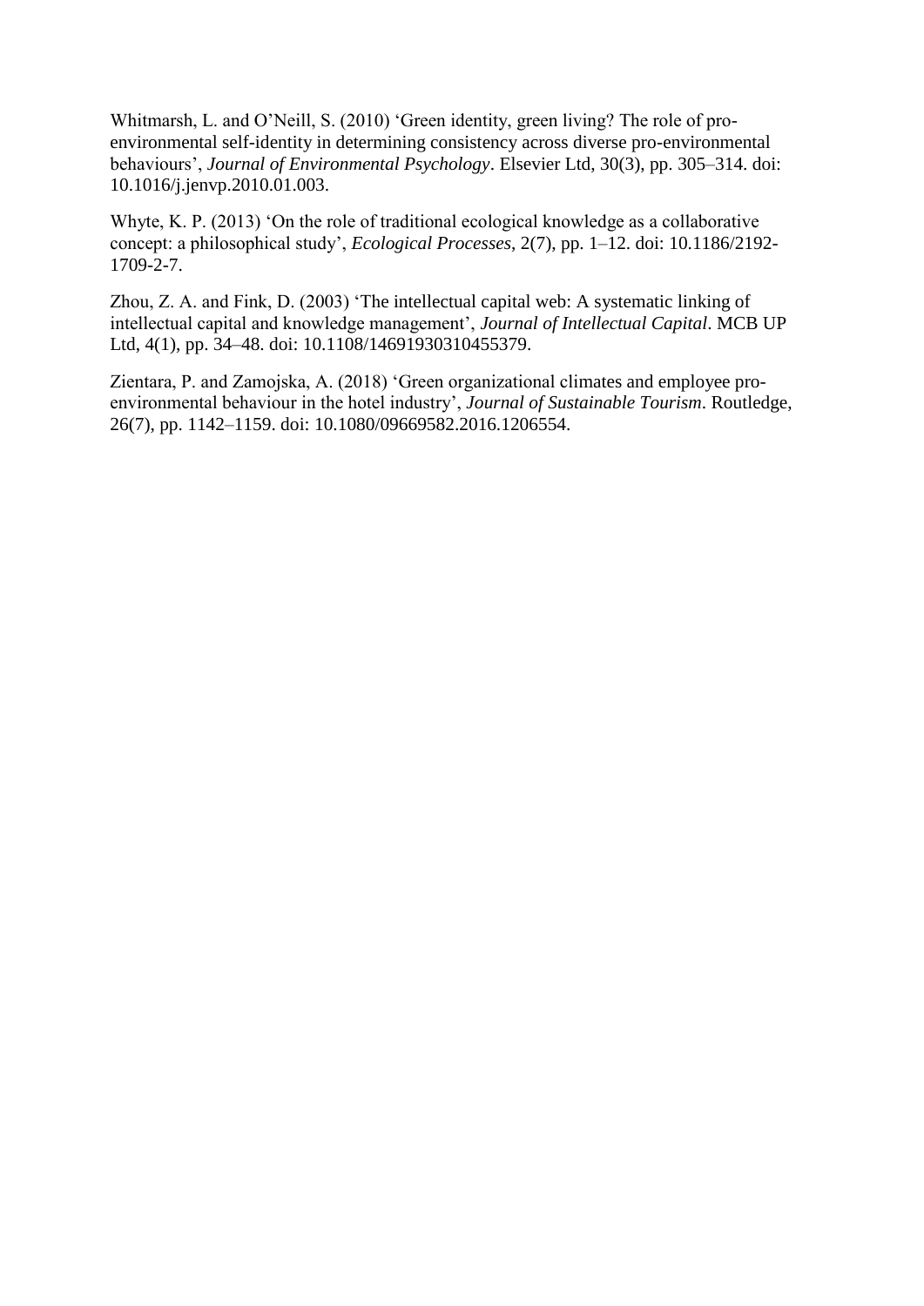Whitmarsh, L. and O'Neill, S. (2010) 'Green identity, green living? The role of pro-environmental self-identity in determining consistency across diverse pro-environmental behaviours', *Journal of Environmental Psychology*. Elsevier Ltd, 30(3), pp. 305–314. doi: 10.1016/j.jenvp.2010.01.003.

Whyte, K. P. (2013) 'On the role of traditional ecological knowledge as a collaborative concept: a philosophical study', *Ecological Processes*, 2(7), pp. 1–12. doi: 10.1186/2192-1709-2-7.

Zhou, Z. A. and Fink, D. (2003) 'The intellectual capital web: A systematic linking of intellectual capital and knowledge management', *Journal of Intellectual Capital*. MCB UP Ltd, 4(1), pp. 34–48. doi: 10.1108/14691930310455379.

Zientara, P. and Zamojska, A. (2018) 'Green organizational climates and employee pro-environmental behaviour in the hotel industry', *Journal of Sustainable Tourism*. Routledge, 26(7), pp. 1142–1159. doi: 10.1080/09669582.2016.1206554.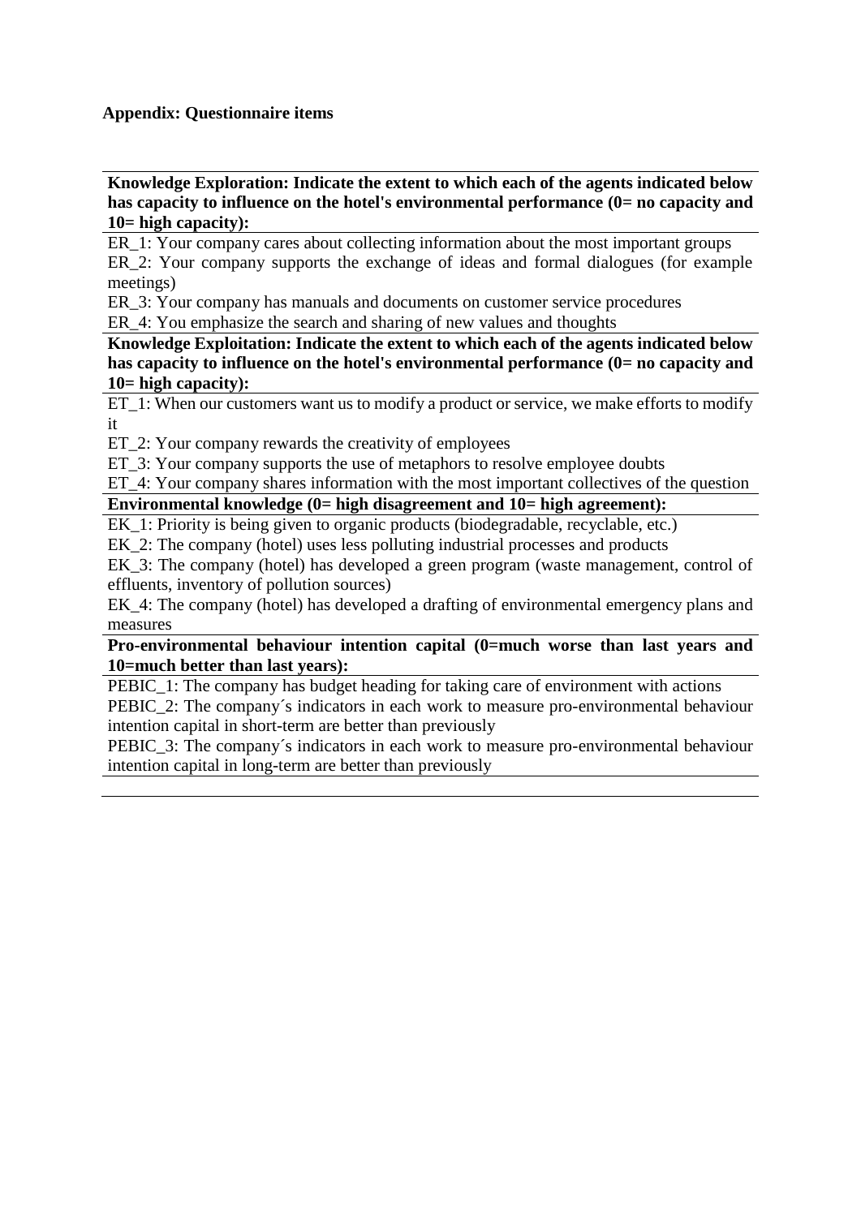**Appendix: Questionnaire items**

**Knowledge Exploration: Indicate the extent to which each of the agents indicated below has capacity to influence on the hotel's environmental performance (0= no capacity and 10= high capacity):**

ER_1: Your company cares about collecting information about the most important groups

ER_2: Your company supports the exchange of ideas and formal dialogues (for example meetings)

ER_3: Your company has manuals and documents on customer service procedures

ER_4: You emphasize the search and sharing of new values and thoughts

**Knowledge Exploitation: Indicate the extent to which each of the agents indicated below has capacity to influence on the hotel's environmental performance (0= no capacity and 10= high capacity):**

ET_1: When our customers want us to modify a product or service, we make efforts to modify it

ET_2: Your company rewards the creativity of employees

ET_3: Your company supports the use of metaphors to resolve employee doubts

ET_4: Your company shares information with the most important collectives of the question

**Environmental knowledge (0= high disagreement and 10= high agreement):**

EK_1: Priority is being given to organic products (biodegradable, recyclable, etc.)

EK_2: The company (hotel) uses less polluting industrial processes and products

EK_3: The company (hotel) has developed a green program (waste management, control of effluents, inventory of pollution sources)

EK_4: The company (hotel) has developed a drafting of environmental emergency plans and measures

**Pro-environmental behaviour intention capital (0=much worse than last years and 10=much better than last years):**

PEBIC_1: The company has budget heading for taking care of environment with actions

PEBIC_2: The company´s indicators in each work to measure pro-environmental behaviour intention capital in short-term are better than previously

PEBIC_3: The company´s indicators in each work to measure pro-environmental behaviour intention capital in long-term are better than previously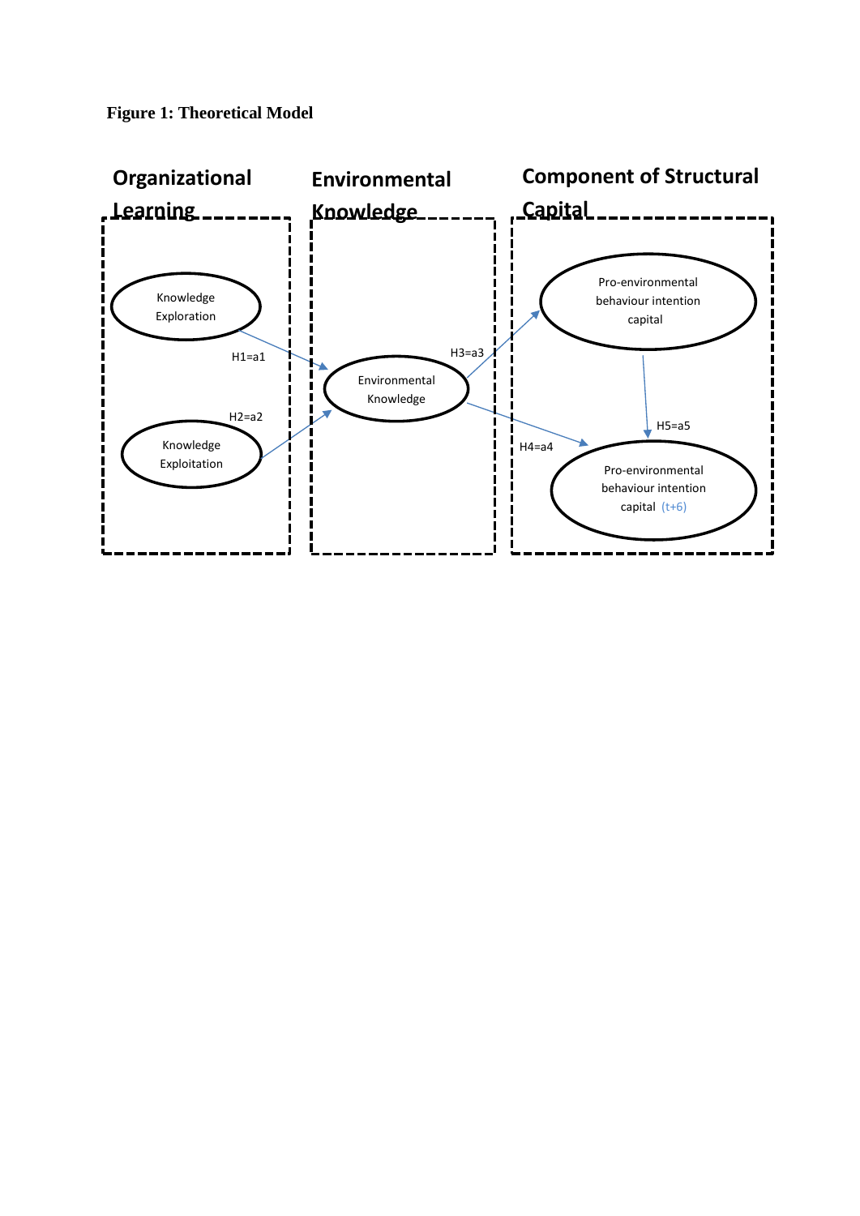**Figure 1: Theoretical Model**

Organizational Learning

Environmental Knowledge

Component of Structural Capital

Knowledge Exploration

Knowledge Exploitation

Environmental Knowledge

Pro-environmental behaviour intention capital

Pro-environmental behaviour intention capital (t+6)

H1=a1

H2=a2

H3=a3

H4=a4

H5=a5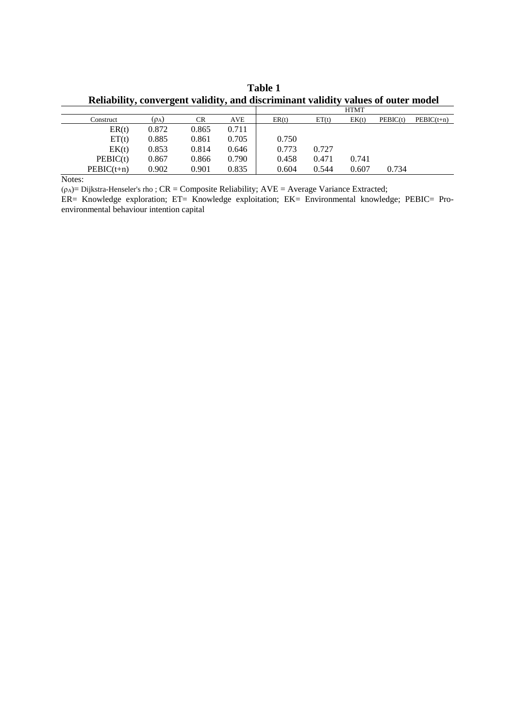**Table 1**

**Reliability, convergent validity, and discriminant validity values of outer model**

| Construct | ($\rho_A$) | CR | AVE | HTMT | | | | |
|---|---|---|---|---|---|---|---|---|
| | | | | ER(t) | ET(t) | EK(t) | PEBIC(t) | PEBIC(t+n) |
| ER(t) | 0.872 | 0.865 | 0.711 | | | | | |
| ET(t) | 0.885 | 0.861 | 0.705 | 0.750 | | | | |
| EK(t) | 0.853 | 0.814 | 0.646 | 0.773 | 0.727 | | | |
| PEBIC(t) | 0.867 | 0.866 | 0.790 | 0.458 | 0.471 | 0.741 | | |
| PEBIC(t+n) | 0.902 | 0.901 | 0.835 | 0.604 | 0.544 | 0.607 | 0.734 | |

Notes:

($\rho_A$)= Dijkstra-Henseler's rho ; CR = Composite Reliability; AVE = Average Variance Extracted;

ER= Knowledge exploration; ET= Knowledge exploitation; EK= Environmental knowledge; PEBIC= Pro-environmental behaviour intention capital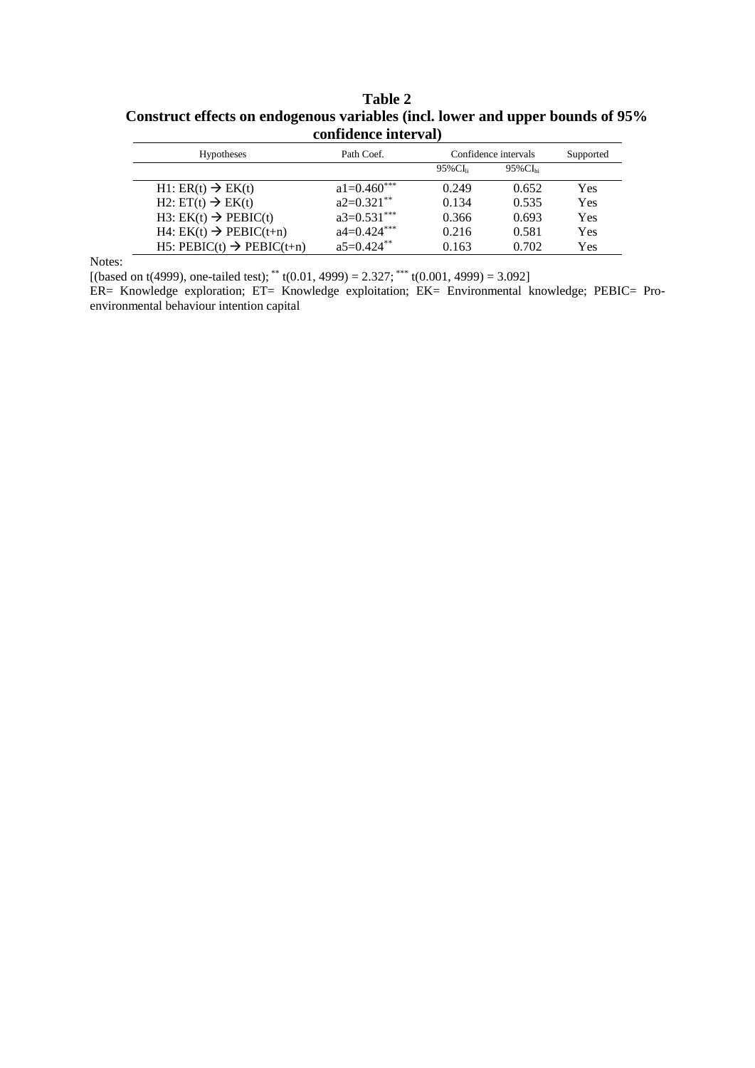**Table 2**
**Construct effects on endogenous variables (incl. lower and upper bounds of 95% confidence interval)**

| Hypotheses | Path Coef. | Confidence intervals | | Supported |
|---|---|---|---|---|
| | | $95\%CI_{li}$ | $95\%CI_{hi}$ | |
| H1: ER(t) → EK(t) | $a1=0.460^{***}$ | 0.249 | 0.652 | Yes |
| H2: ET(t) → EK(t) | $a2=0.321^{**}$ | 0.134 | 0.535 | Yes |
| H3: EK(t) → PEBIC(t) | $a3=0.531^{***}$ | 0.366 | 0.693 | Yes |
| H4: EK(t) → PEBIC(t+n) | $a4=0.424^{***}$ | 0.216 | 0.581 | Yes |
| H5: PEBIC(t) → PEBIC(t+n) | $a5=0.424^{**}$ | 0.163 | 0.702 | Yes |

Notes:

[(based on t(4999), one-tailed test); $^{**}$ t(0.01, 4999) = 2.327; $^{***}$ t(0.001, 4999) = 3.092]

ER= Knowledge exploration; ET= Knowledge exploitation; EK= Environmental knowledge; PEBIC= Pro-environmental behaviour intention capital